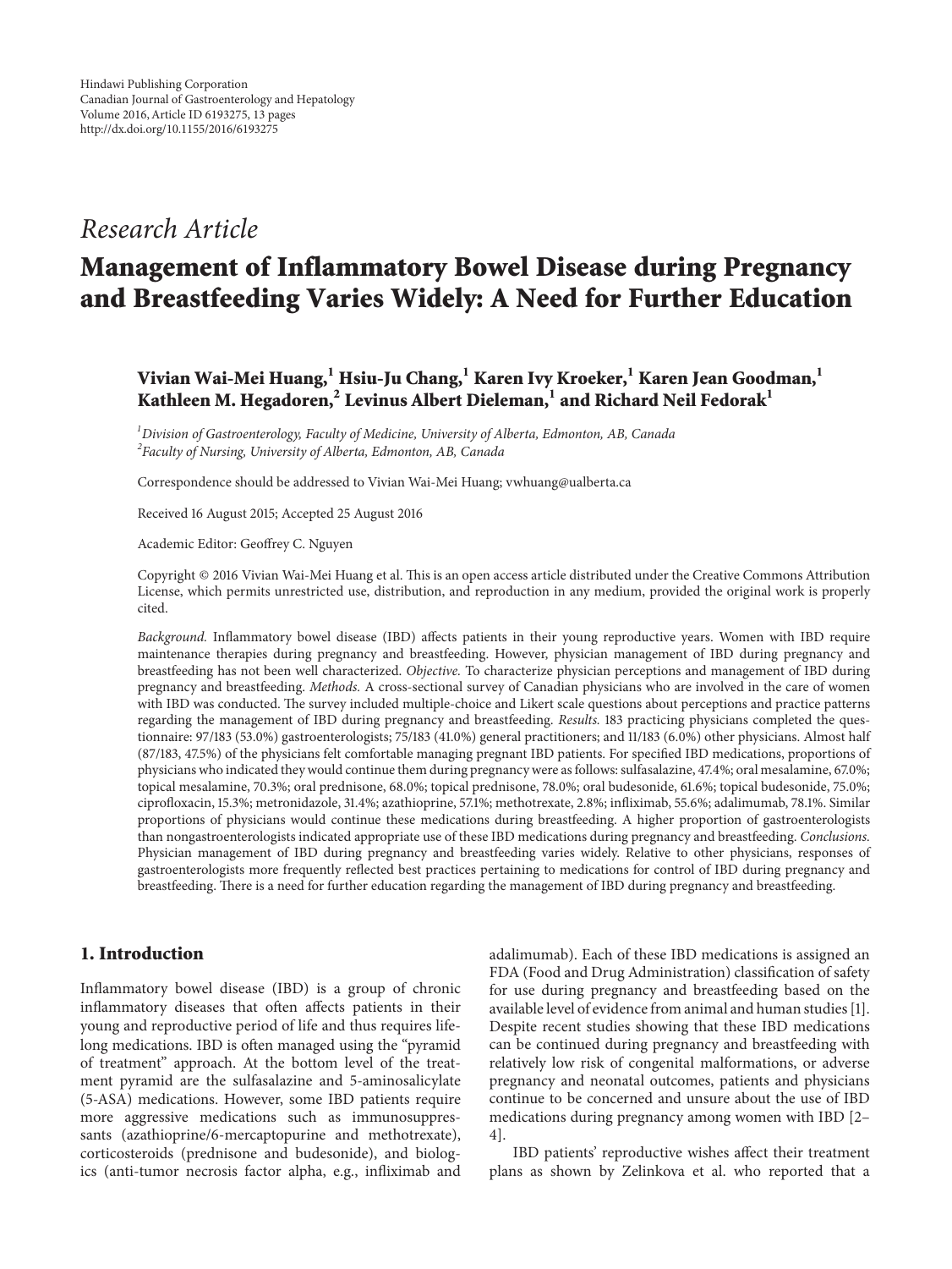Hindawi Publishing Corporation
Canadian Journal of Gastroenterology and Hepatology
Volume 2016, Article ID 6193275, 13 pages
http://dx.doi.org/10.1155/2016/6193275

*Research Article*

# Management of Inflammatory Bowel Disease during Pregnancy and Breastfeeding Varies Widely: A Need for Further Education

**Vivian Wai-Mei Huang,[1] Hsiu-Ju Chang,[1] Karen Ivy Kroeker,[1] Karen Jean Goodman,[1] Kathleen M. Hegadoren,[2] Levinus Albert Dieleman,[1] and Richard Neil Fedorak[1]**

[1] *Division of Gastroenterology, Faculty of Medicine, University of Alberta, Edmonton, AB, Canada*
[2] *Faculty of Nursing, University of Alberta, Edmonton, AB, Canada*

Correspondence should be addressed to Vivian Wai-Mei Huang; vwhuang@ualberta.ca

Received 16 August 2015; Accepted 25 August 2016

Academic Editor: Geoffrey C. Nguyen

Copyright © 2016 Vivian Wai-Mei Huang et al. This is an open access article distributed under the Creative Commons Attribution License, which permits unrestricted use, distribution, and reproduction in any medium, provided the original work is properly cited.

*Background.* Inflammatory bowel disease (IBD) affects patients in their young reproductive years. Women with IBD require maintenance therapies during pregnancy and breastfeeding. However, physician management of IBD during pregnancy and breastfeeding has not been well characterized. *Objective.* To characterize physician perceptions and management of IBD during pregnancy and breastfeeding. *Methods.* A cross-sectional survey of Canadian physicians who are involved in the care of women with IBD was conducted. The survey included multiple-choice and Likert scale questions about perceptions and practice patterns regarding the management of IBD during pregnancy and breastfeeding. *Results.* 183 practicing physicians completed the questionnaire: 97/183 (53.0%) gastroenterologists; 75/183 (41.0%) general practitioners; and 11/183 (6.0%) other physicians. Almost half (87/183, 47.5%) of the physicians felt comfortable managing pregnant IBD patients. For specified IBD medications, proportions of physicians who indicated they would continue them during pregnancy were as follows: sulfasalazine, 47.4%; oral mesalamine, 67.0%; topical mesalamine, 70.3%; oral prednisone, 68.0%; topical prednisone, 78.0%; oral budesonide, 61.6%; topical budesonide, 75.0%; ciprofloxacin, 15.3%; metronidazole, 31.4%; azathioprine, 57.1%; methotrexate, 2.8%; infliximab, 55.6%; adalimumab, 78.1%. Similar proportions of physicians would continue these medications during breastfeeding. A higher proportion of gastroenterologists than nongastroenterologists indicated appropriate use of these IBD medications during pregnancy and breastfeeding. *Conclusions.* Physician management of IBD during pregnancy and breastfeeding varies widely. Relative to other physicians, responses of gastroenterologists more frequently reflected best practices pertaining to medications for control of IBD during pregnancy and breastfeeding. There is a need for further education regarding the management of IBD during pregnancy and breastfeeding.

## 1. Introduction

Inflammatory bowel disease (IBD) is a group of chronic inflammatory diseases that often affects patients in their young and reproductive period of life and thus requires lifelong medications. IBD is often managed using the "pyramid of treatment" approach. At the bottom level of the treatment pyramid are the sulfasalazine and 5-aminosalicylate (5-ASA) medications. However, some IBD patients require more aggressive medications such as immunosuppressants (azathioprine/6-mercaptopurine and methotrexate), corticosteroids (prednisone and budesonide), and biologics (anti-tumor necrosis factor alpha, e.g., infliximab and adalimumab). Each of these IBD medications is assigned an FDA (Food and Drug Administration) classification of safety for use during pregnancy and breastfeeding based on the available level of evidence from animal and human studies [1]. Despite recent studies showing that these IBD medications can be continued during pregnancy and breastfeeding with relatively low risk of congenital malformations, or adverse pregnancy and neonatal outcomes, patients and physicians continue to be concerned and unsure about the use of IBD medications during pregnancy among women with IBD [2–4].

IBD patients' reproductive wishes affect their treatment plans as shown by Zelinkova et al. who reported that a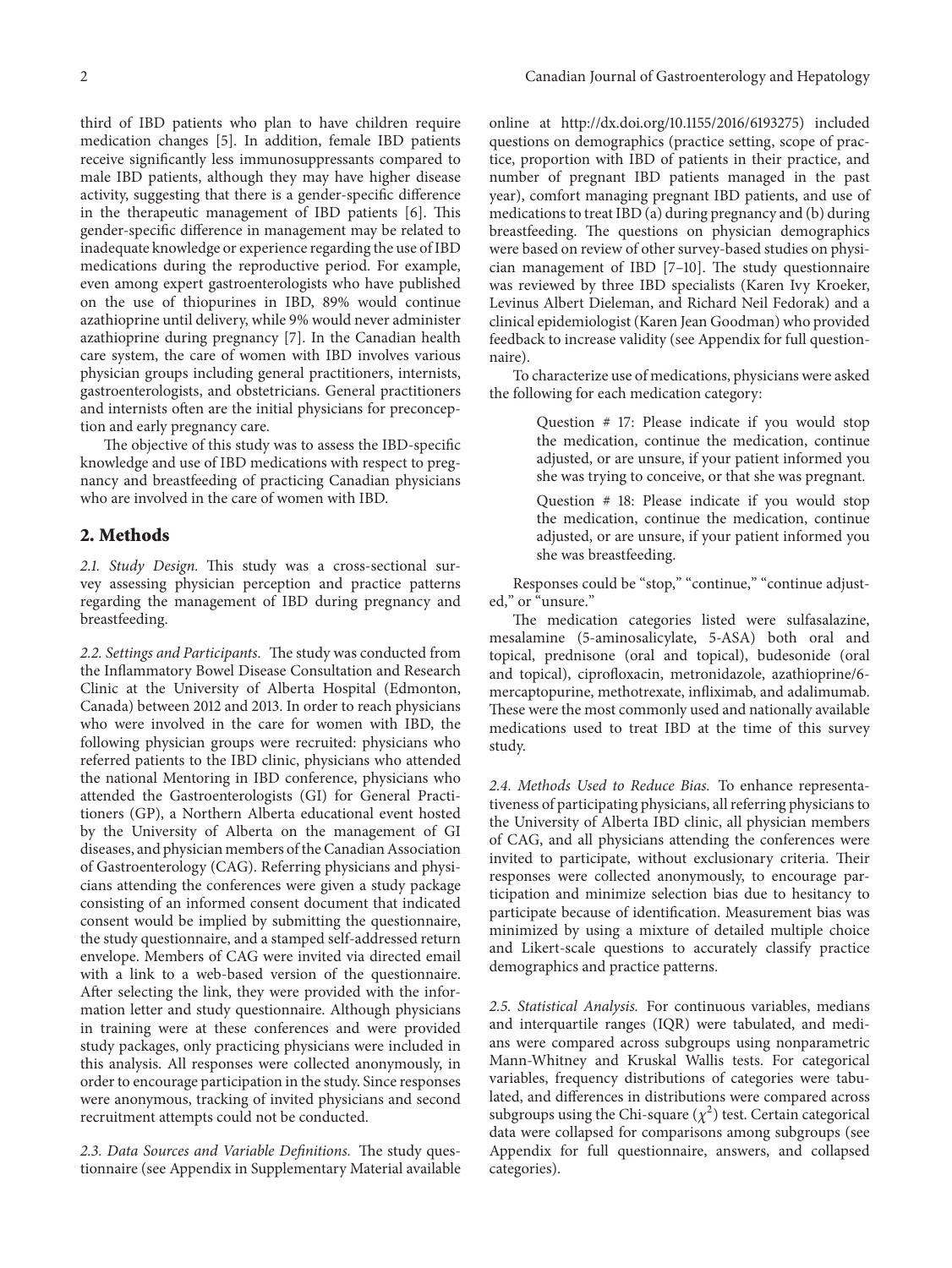third of IBD patients who plan to have children require medication changes [5]. In addition, female IBD patients receive significantly less immunosuppressants compared to male IBD patients, although they may have higher disease activity, suggesting that there is a gender-specific difference in the therapeutic management of IBD patients [6]. This gender-specific difference in management may be related to inadequate knowledge or experience regarding the use of IBD medications during the reproductive period. For example, even among expert gastroenterologists who have published on the use of thiopurines in IBD, 89% would continue azathioprine until delivery, while 9% would never administer azathioprine during pregnancy [7]. In the Canadian health care system, the care of women with IBD involves various physician groups including general practitioners, internists, gastroenterologists, and obstetricians. General practitioners and internists often are the initial physicians for preconception and early pregnancy care.

The objective of this study was to assess the IBD-specific knowledge and use of IBD medications with respect to pregnancy and breastfeeding of practicing Canadian physicians who are involved in the care of women with IBD.

## 2. Methods

*2.1. Study Design.* This study was a cross-sectional survey assessing physician perception and practice patterns regarding the management of IBD during pregnancy and breastfeeding.

*2.2. Settings and Participants.* The study was conducted from the Inflammatory Bowel Disease Consultation and Research Clinic at the University of Alberta Hospital (Edmonton, Canada) between 2012 and 2013. In order to reach physicians who were involved in the care for women with IBD, the following physician groups were recruited: physicians who referred patients to the IBD clinic, physicians who attended the national Mentoring in IBD conference, physicians who attended the Gastroenterologists (GI) for General Practitioners (GP), a Northern Alberta educational event hosted by the University of Alberta on the management of GI diseases, and physician members of the Canadian Association of Gastroenterology (CAG). Referring physicians and physicians attending the conferences were given a study package consisting of an informed consent document that indicated consent would be implied by submitting the questionnaire, the study questionnaire, and a stamped self-addressed return envelope. Members of CAG were invited via directed email with a link to a web-based version of the questionnaire. After selecting the link, they were provided with the information letter and study questionnaire. Although physicians in training were at these conferences and were provided study packages, only practicing physicians were included in this analysis. All responses were collected anonymously, in order to encourage participation in the study. Since responses were anonymous, tracking of invited physicians and second recruitment attempts could not be conducted.

*2.3. Data Sources and Variable Definitions.* The study questionnaire (see Appendix in Supplementary Material available online at http://dx.doi.org/10.1155/2016/6193275) included questions on demographics (practice setting, scope of practice, proportion with IBD of patients in their practice, and number of pregnant IBD patients managed in the past year), comfort managing pregnant IBD patients, and use of medications to treat IBD (a) during pregnancy and (b) during breastfeeding. The questions on physician demographics were based on review of other survey-based studies on physician management of IBD [7–10]. The study questionnaire was reviewed by three IBD specialists (Karen Ivy Kroeker, Levinus Albert Dieleman, and Richard Neil Fedorak) and a clinical epidemiologist (Karen Jean Goodman) who provided feedback to increase validity (see Appendix for full questionnaire).

To characterize use of medications, physicians were asked the following for each medication category:

> Question # 17: Please indicate if you would stop the medication, continue the medication, continue adjusted, or are unsure, if your patient informed you she was trying to conceive, or that she was pregnant.
>
> Question # 18: Please indicate if you would stop the medication, continue the medication, continue adjusted, or are unsure, if your patient informed you she was breastfeeding.

Responses could be "stop," "continue," "continue adjusted," or "unsure."

The medication categories listed were sulfasalazine, mesalamine (5-aminosalicylate, 5-ASA) both oral and topical, prednisone (oral and topical), budesonide (oral and topical), ciprofloxacin, metronidazole, azathioprine/6-mercaptopurine, methotrexate, infliximab, and adalimumab. These were the most commonly used and nationally available medications used to treat IBD at the time of this survey study.

*2.4. Methods Used to Reduce Bias.* To enhance representativeness of participating physicians, all referring physicians to the University of Alberta IBD clinic, all physician members of CAG, and all physicians attending the conferences were invited to participate, without exclusionary criteria. Their responses were collected anonymously, to encourage participation and minimize selection bias due to hesitancy to participate because of identification. Measurement bias was minimized by using a mixture of detailed multiple choice and Likert-scale questions to accurately classify practice demographics and practice patterns.

*2.5. Statistical Analysis.* For continuous variables, medians and interquartile ranges (IQR) were tabulated, and medians were compared across subgroups using nonparametric Mann-Whitney and Kruskal Wallis tests. For categorical variables, frequency distributions of categories were tabulated, and differences in distributions were compared across subgroups using the Chi-square ($\chi^2$) test. Certain categorical data were collapsed for comparisons among subgroups (see Appendix for full questionnaire, answers, and collapsed categories).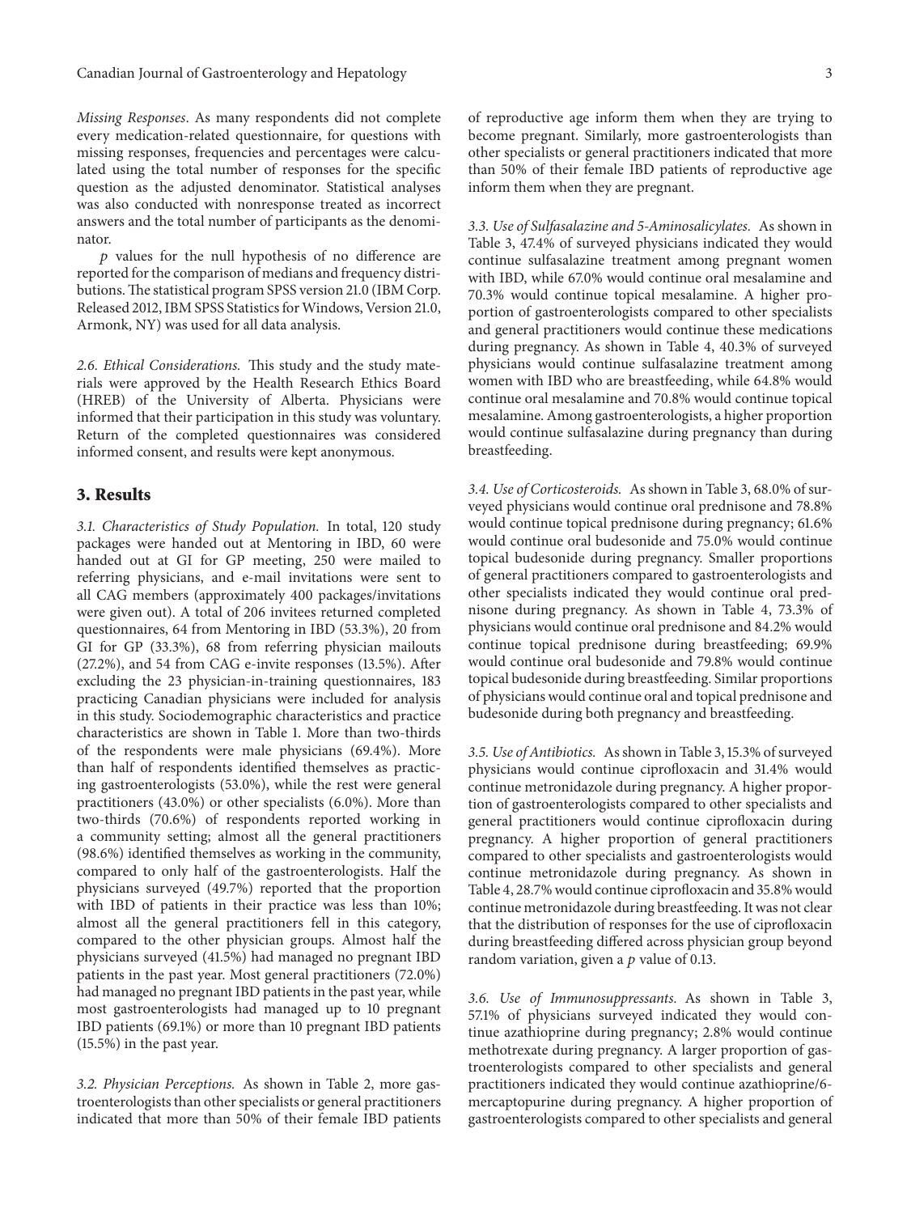*Missing Responses*. As many respondents did not complete every medication-related questionnaire, for questions with missing responses, frequencies and percentages were calculated using the total number of responses for the specific question as the adjusted denominator. Statistical analyses was also conducted with nonresponse treated as incorrect answers and the total number of participants as the denominator.

$p$ values for the null hypothesis of no difference are reported for the comparison of medians and frequency distributions. The statistical program SPSS version 21.0 (IBM Corp. Released 2012, IBM SPSS Statistics for Windows, Version 21.0, Armonk, NY) was used for all data analysis.

*2.6. Ethical Considerations.* This study and the study materials were approved by the Health Research Ethics Board (HREB) of the University of Alberta. Physicians were informed that their participation in this study was voluntary. Return of the completed questionnaires was considered informed consent, and results were kept anonymous.

## 3. Results

*3.1. Characteristics of Study Population.* In total, 120 study packages were handed out at Mentoring in IBD, 60 were handed out at GI for GP meeting, 250 were mailed to referring physicians, and e-mail invitations were sent to all CAG members (approximately 400 packages/invitations were given out). A total of 206 invitees returned completed questionnaires, 64 from Mentoring in IBD (53.3%), 20 from GI for GP (33.3%), 68 from referring physician mailouts (27.2%), and 54 from CAG e-invite responses (13.5%). After excluding the 23 physician-in-training questionnaires, 183 practicing Canadian physicians were included for analysis in this study. Sociodemographic characteristics and practice characteristics are shown in Table 1. More than two-thirds of the respondents were male physicians (69.4%). More than half of respondents identified themselves as practicing gastroenterologists (53.0%), while the rest were general practitioners (43.0%) or other specialists (6.0%). More than two-thirds (70.6%) of respondents reported working in a community setting; almost all the general practitioners (98.6%) identified themselves as working in the community, compared to only half of the gastroenterologists. Half the physicians surveyed (49.7%) reported that the proportion with IBD of patients in their practice was less than 10%; almost all the general practitioners fell in this category, compared to the other physician groups. Almost half the physicians surveyed (41.5%) had managed no pregnant IBD patients in the past year. Most general practitioners (72.0%) had managed no pregnant IBD patients in the past year, while most gastroenterologists had managed up to 10 pregnant IBD patients (69.1%) or more than 10 pregnant IBD patients (15.5%) in the past year.

*3.2. Physician Perceptions.* As shown in Table 2, more gastroenterologists than other specialists or general practitioners indicated that more than 50% of their female IBD patients of reproductive age inform them when they are trying to become pregnant. Similarly, more gastroenterologists than other specialists or general practitioners indicated that more than 50% of their female IBD patients of reproductive age inform them when they are pregnant.

*3.3. Use of Sulfasalazine and 5-Aminosalicylates.* As shown in Table 3, 47.4% of surveyed physicians indicated they would continue sulfasalazine treatment among pregnant women with IBD, while 67.0% would continue oral mesalamine and 70.3% would continue topical mesalamine. A higher proportion of gastroenterologists compared to other specialists and general practitioners would continue these medications during pregnancy. As shown in Table 4, 40.3% of surveyed physicians would continue sulfasalazine treatment among women with IBD who are breastfeeding, while 64.8% would continue oral mesalamine and 70.8% would continue topical mesalamine. Among gastroenterologists, a higher proportion would continue sulfasalazine during pregnancy than during breastfeeding.

*3.4. Use of Corticosteroids.* As shown in Table 3, 68.0% of surveyed physicians would continue oral prednisone and 78.8% would continue topical prednisone during pregnancy; 61.6% would continue oral budesonide and 75.0% would continue topical budesonide during pregnancy. Smaller proportions of general practitioners compared to gastroenterologists and other specialists indicated they would continue oral prednisone during pregnancy. As shown in Table 4, 73.3% of physicians would continue oral prednisone and 84.2% would continue topical prednisone during breastfeeding; 69.9% would continue oral budesonide and 79.8% would continue topical budesonide during breastfeeding. Similar proportions of physicians would continue oral and topical prednisone and budesonide during both pregnancy and breastfeeding.

*3.5. Use of Antibiotics.* As shown in Table 3, 15.3% of surveyed physicians would continue ciprofloxacin and 31.4% would continue metronidazole during pregnancy. A higher proportion of gastroenterologists compared to other specialists and general practitioners would continue ciprofloxacin during pregnancy. A higher proportion of general practitioners compared to other specialists and gastroenterologists would continue metronidazole during pregnancy. As shown in Table 4, 28.7% would continue ciprofloxacin and 35.8% would continue metronidazole during breastfeeding. It was not clear that the distribution of responses for the use of ciprofloxacin during breastfeeding differed across physician group beyond random variation, given a $p$ value of 0.13.

*3.6. Use of Immunosuppressants.* As shown in Table 3, 57.1% of physicians surveyed indicated they would continue azathioprine during pregnancy; 2.8% would continue methotrexate during pregnancy. A larger proportion of gastroenterologists compared to other specialists and general practitioners indicated they would continue azathioprine/6-mercaptopurine during pregnancy. A higher proportion of gastroenterologists compared to other specialists and general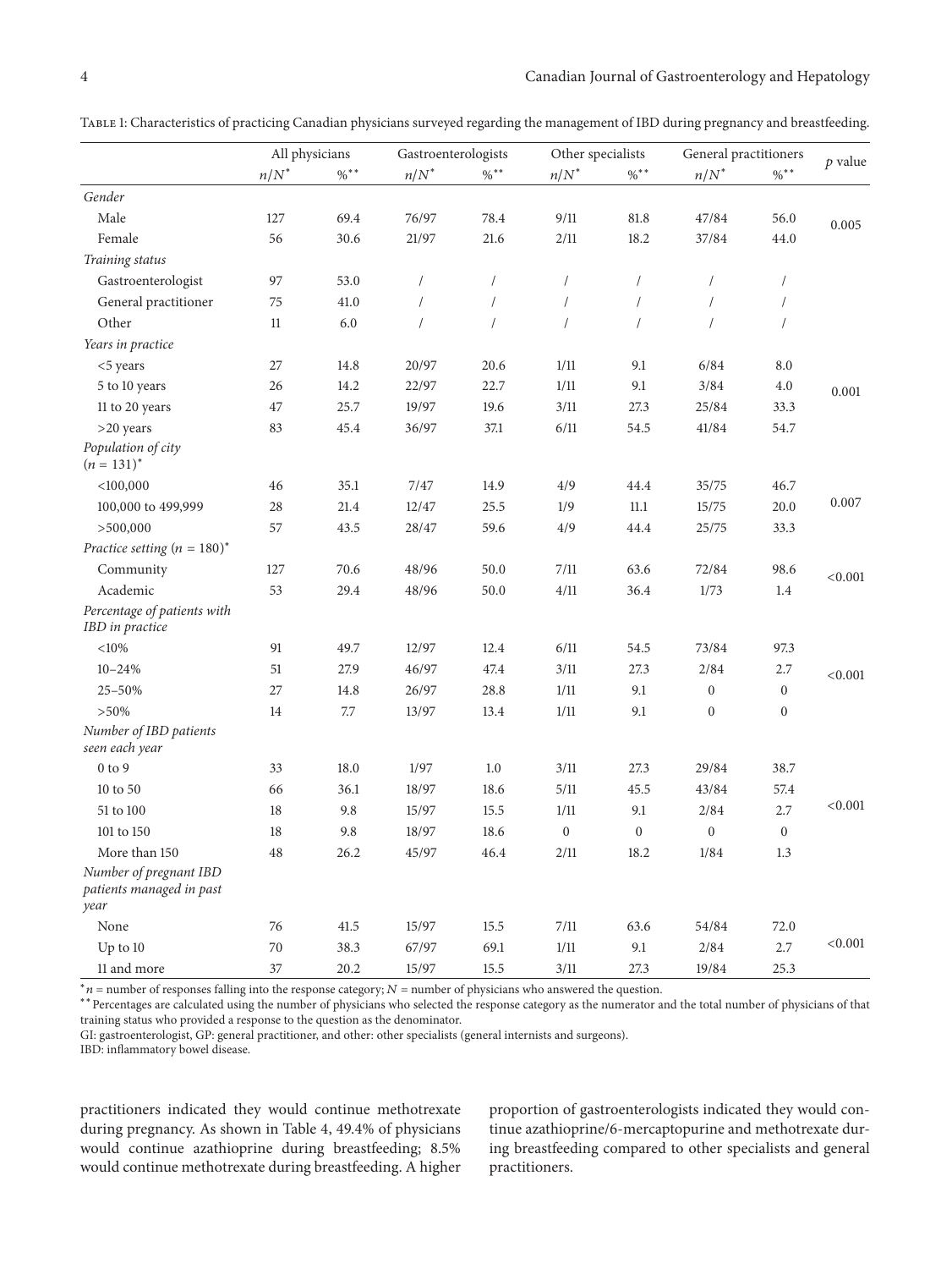Table 1: Characteristics of practicing Canadian physicians surveyed regarding the management of IBD during pregnancy and breastfeeding.

| | All physicians | | Gastroenterologists | | Other specialists | | General practitioners | | $p$ value |
|---|---|---|---|---|---|---|---|---|---|
| | $n/N^*$ | %** | $n/N^*$ | %** | $n/N^*$ | %** | $n/N^*$ | %** | |
| *Gender* | | | | | | | | | |
| Male | 127 | 69.4 | 76/97 | 78.4 | 9/11 | 81.8 | 47/84 | 56.0 | 0.005 |
| Female | 56 | 30.6 | 21/97 | 21.6 | 2/11 | 18.2 | 37/84 | 44.0 | |
| *Training status* | | | | | | | | | |
| Gastroenterologist | 97 | 53.0 | / | / | / | / | / | / | |
| General practitioner | 75 | 41.0 | / | / | / | / | / | / | |
| Other | 11 | 6.0 | / | / | / | / | / | / | |
| *Years in practice* | | | | | | | | | |
| <5 years | 27 | 14.8 | 20/97 | 20.6 | 1/11 | 9.1 | 6/84 | 8.0 | 0.001 |
| 5 to 10 years | 26 | 14.2 | 22/97 | 22.7 | 1/11 | 9.1 | 3/84 | 4.0 | |
| 11 to 20 years | 47 | 25.7 | 19/97 | 19.6 | 3/11 | 27.3 | 25/84 | 33.3 | |
| >20 years | 83 | 45.4 | 36/97 | 37.1 | 6/11 | 54.5 | 41/84 | 54.7 | |
| *Population of city* ($n = 131$)* | | | | | | | | | |
| <100,000 | 46 | 35.1 | 7/47 | 14.9 | 4/9 | 44.4 | 35/75 | 46.7 | 0.007 |
| 100,000 to 499,999 | 28 | 21.4 | 12/47 | 25.5 | 1/9 | 11.1 | 15/75 | 20.0 | |
| >500,000 | 57 | 43.5 | 28/47 | 59.6 | 4/9 | 44.4 | 25/75 | 33.3 | |
| *Practice setting* ($n = 180$)* | | | | | | | | | |
| Community | 127 | 70.6 | 48/96 | 50.0 | 7/11 | 63.6 | 72/84 | 98.6 | <0.001 |
| Academic | 53 | 29.4 | 48/96 | 50.0 | 4/11 | 36.4 | 1/73 | 1.4 | |
| *Percentage of patients with IBD in practice* | | | | | | | | | |
| <10% | 91 | 49.7 | 12/97 | 12.4 | 6/11 | 54.5 | 73/84 | 97.3 | <0.001 |
| 10–24% | 51 | 27.9 | 46/97 | 47.4 | 3/11 | 27.3 | 2/84 | 2.7 | |
| 25–50% | 27 | 14.8 | 26/97 | 28.8 | 1/11 | 9.1 | 0 | 0 | |
| >50% | 14 | 7.7 | 13/97 | 13.4 | 1/11 | 9.1 | 0 | 0 | |
| *Number of IBD patients seen each year* | | | | | | | | | |
| 0 to 9 | 33 | 18.0 | 1/97 | 1.0 | 3/11 | 27.3 | 29/84 | 38.7 | <0.001 |
| 10 to 50 | 66 | 36.1 | 18/97 | 18.6 | 5/11 | 45.5 | 43/84 | 57.4 | |
| 51 to 100 | 18 | 9.8 | 15/97 | 15.5 | 1/11 | 9.1 | 2/84 | 2.7 | |
| 101 to 150 | 18 | 9.8 | 18/97 | 18.6 | 0 | 0 | 0 | 0 | |
| More than 150 | 48 | 26.2 | 45/97 | 46.4 | 2/11 | 18.2 | 1/84 | 1.3 | |
| *Number of pregnant IBD patients managed in past year* | | | | | | | | | |
| None | 76 | 41.5 | 15/97 | 15.5 | 7/11 | 63.6 | 54/84 | 72.0 | <0.001 |
| Up to 10 | 70 | 38.3 | 67/97 | 69.1 | 1/11 | 9.1 | 2/84 | 2.7 | |
| 11 and more | 37 | 20.2 | 15/97 | 15.5 | 3/11 | 27.3 | 19/84 | 25.3 | |

*$n$ = number of responses falling into the response category; $N$ = number of physicians who answered the question.
**Percentages are calculated using the number of physicians who selected the response category as the numerator and the total number of physicians of that training status who provided a response to the question as the denominator.
GI: gastroenterologist, GP: general practitioner, and other: other specialists (general internists and surgeons).
IBD: inflammatory bowel disease.

practitioners indicated they would continue methotrexate during pregnancy. As shown in Table 4, 49.4% of physicians would continue azathioprine during breastfeeding; 8.5% would continue methotrexate during breastfeeding. A higher proportion of gastroenterologists indicated they would continue azathioprine/6-mercaptopurine and methotrexate during breastfeeding compared to other specialists and general practitioners.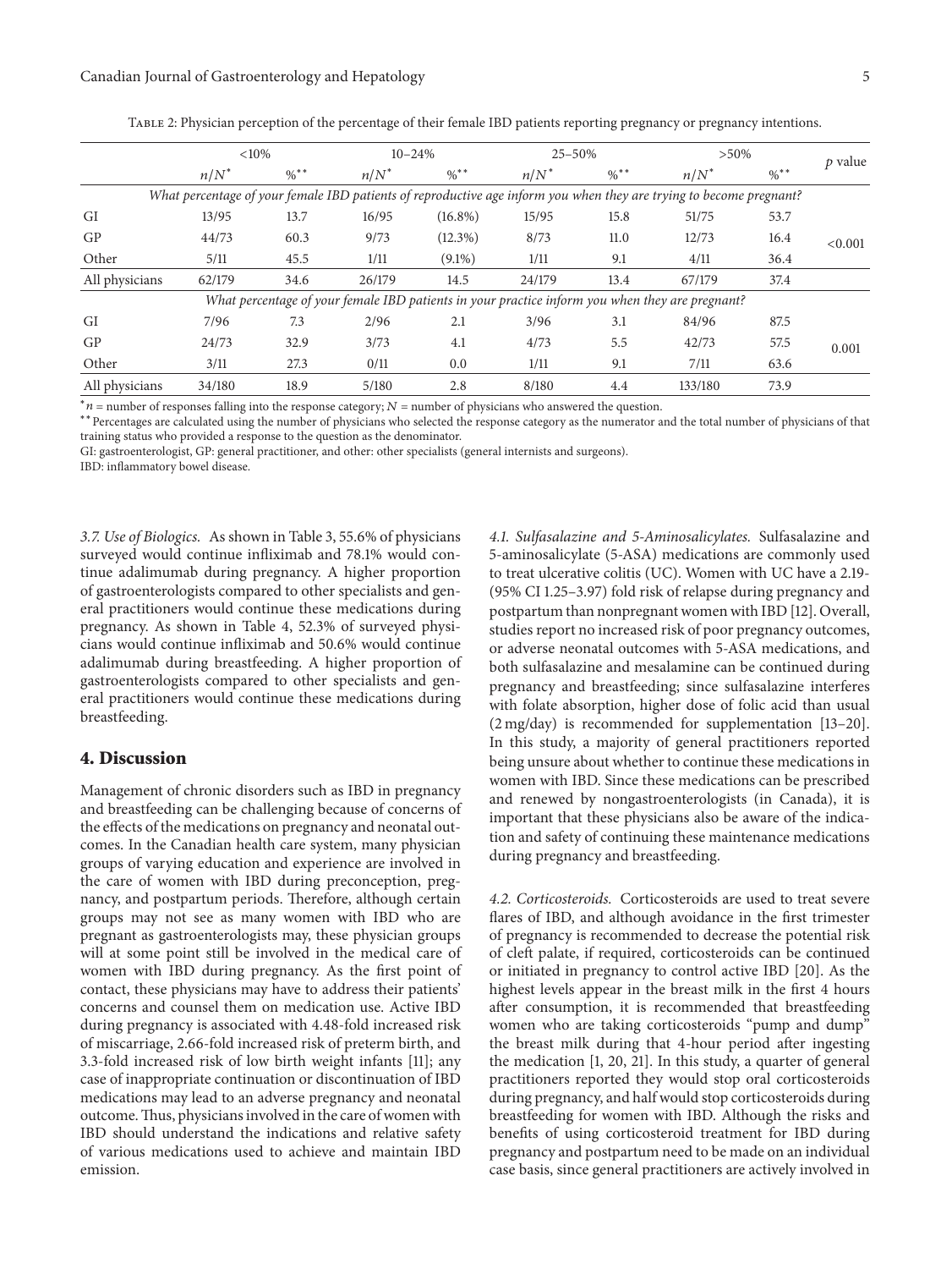Table 2: Physician perception of the percentage of their female IBD patients reporting pregnancy or pregnancy intentions.

| | <10% | | 10–24% | | 25–50% | | >50% | | $p$ value |
|---|---|---|---|---|---|---|---|---|---|
| | $n/N^*$ | %** | $n/N^*$ | %** | $n/N^*$ | %** | $n/N^*$ | %** | |
| *What percentage of your female IBD patients of reproductive age inform you when they are trying to become pregnant?* | | | | | | | | | |
| GI | 13/95 | 13.7 | 16/95 | (16.8%) | 15/95 | 15.8 | 51/75 | 53.7 | <0.001 |
| GP | 44/73 | 60.3 | 9/73 | (12.3%) | 8/73 | 11.0 | 12/73 | 16.4 | |
| Other | 5/11 | 45.5 | 1/11 | (9.1%) | 1/11 | 9.1 | 4/11 | 36.4 | |
| All physicians | 62/179 | 34.6 | 26/179 | 14.5 | 24/179 | 13.4 | 67/179 | 37.4 | |
| *What percentage of your female IBD patients in your practice inform you when they are pregnant?* | | | | | | | | | |
| GI | 7/96 | 7.3 | 2/96 | 2.1 | 3/96 | 3.1 | 84/96 | 87.5 | 0.001 |
| GP | 24/73 | 32.9 | 3/73 | 4.1 | 4/73 | 5.5 | 42/73 | 57.5 | |
| Other | 3/11 | 27.3 | 0/11 | 0.0 | 1/11 | 9.1 | 7/11 | 63.6 | |
| All physicians | 34/180 | 18.9 | 5/180 | 2.8 | 8/180 | 4.4 | 133/180 | 73.9 | |

*$n$ = number of responses falling into the response category; $N$ = number of physicians who answered the question.

**Percentages are calculated using the number of physicians who selected the response category as the numerator and the total number of physicians of that training status who provided a response to the question as the denominator.

GI: gastroenterologist, GP: general practitioner, and other: other specialists (general internists and surgeons).

IBD: inflammatory bowel disease.

*3.7. Use of Biologics.* As shown in Table 3, 55.6% of physicians surveyed would continue infliximab and 78.1% would continue adalimumab during pregnancy. A higher proportion of gastroenterologists compared to other specialists and general practitioners would continue these medications during pregnancy. As shown in Table 4, 52.3% of surveyed physicians would continue infliximab and 50.6% would continue adalimumab during breastfeeding. A higher proportion of gastroenterologists compared to other specialists and general practitioners would continue these medications during breastfeeding.

## 4. Discussion

Management of chronic disorders such as IBD in pregnancy and breastfeeding can be challenging because of concerns of the effects of the medications on pregnancy and neonatal outcomes. In the Canadian health care system, many physician groups of varying education and experience are involved in the care of women with IBD during preconception, pregnancy, and postpartum periods. Therefore, although certain groups may not see as many women with IBD who are pregnant as gastroenterologists may, these physician groups will at some point still be involved in the medical care of women with IBD during pregnancy. As the first point of contact, these physicians may have to address their patients' concerns and counsel them on medication use. Active IBD during pregnancy is associated with 4.48-fold increased risk of miscarriage, 2.66-fold increased risk of preterm birth, and 3.3-fold increased risk of low birth weight infants [11]; any case of inappropriate continuation or discontinuation of IBD medications may lead to an adverse pregnancy and neonatal outcome. Thus, physicians involved in the care of women with IBD should understand the indications and relative safety of various medications used to achieve and maintain IBD emission.

*4.1. Sulfasalazine and 5-Aminosalicylates.* Sulfasalazine and 5-aminosalicylate (5-ASA) medications are commonly used to treat ulcerative colitis (UC). Women with UC have a 2.19- (95% CI 1.25–3.97) fold risk of relapse during pregnancy and postpartum than nonpregnant women with IBD [12]. Overall, studies report no increased risk of poor pregnancy outcomes, or adverse neonatal outcomes with 5-ASA medications, and both sulfasalazine and mesalamine can be continued during pregnancy and breastfeeding; since sulfasalazine interferes with folate absorption, higher dose of folic acid than usual (2 mg/day) is recommended for supplementation [13–20]. In this study, a majority of general practitioners reported being unsure about whether to continue these medications in women with IBD. Since these medications can be prescribed and renewed by nongastroenterologists (in Canada), it is important that these physicians also be aware of the indication and safety of continuing these maintenance medications during pregnancy and breastfeeding.

*4.2. Corticosteroids.* Corticosteroids are used to treat severe flares of IBD, and although avoidance in the first trimester of pregnancy is recommended to decrease the potential risk of cleft palate, if required, corticosteroids can be continued or initiated in pregnancy to control active IBD [20]. As the highest levels appear in the breast milk in the first 4 hours after consumption, it is recommended that breastfeeding women who are taking corticosteroids "pump and dump" the breast milk during that 4-hour period after ingesting the medication [1, 20, 21]. In this study, a quarter of general practitioners reported they would stop oral corticosteroids during pregnancy, and half would stop corticosteroids during breastfeeding for women with IBD. Although the risks and benefits of using corticosteroid treatment for IBD during pregnancy and postpartum need to be made on an individual case basis, since general practitioners are actively involved in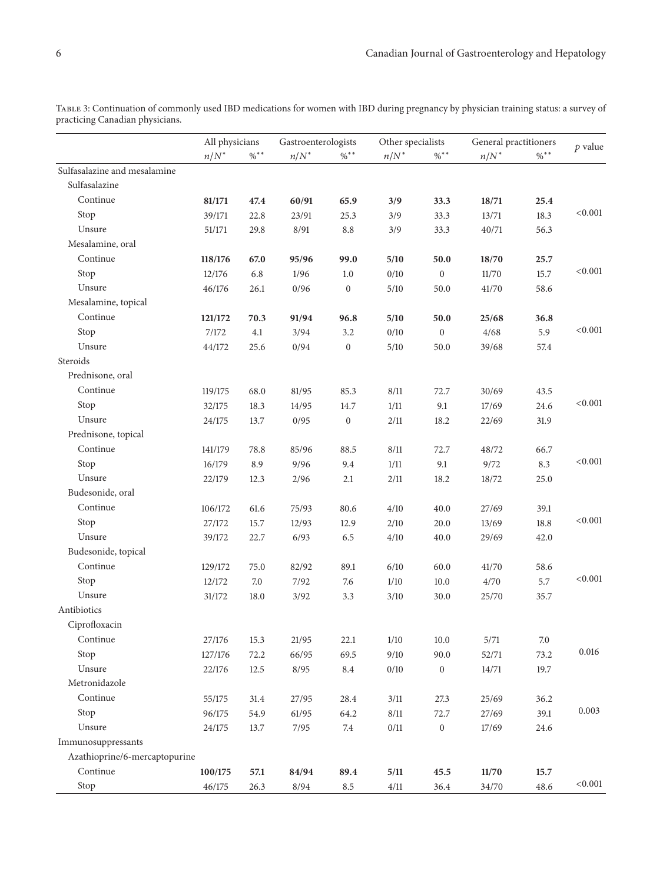Table 3: Continuation of commonly used IBD medications for women with IBD during pregnancy by physician training status: a survey of practicing Canadian physicians.

| | All physicians | | Gastroenterologists | | Other specialists | | General practitioners | | $p$ value |
|---|---|---|---|---|---|---|---|---|---|
| | $n/N^*$ | %** | $n/N^*$ | %** | $n/N^*$ | %** | $n/N^*$ | %** | |
| Sulfasalazine and mesalamine | | | | | | | | | |
| Sulfasalazine | | | | | | | | | |
| Continue | **81/171** | **47.4** | **60/91** | **65.9** | **3/9** | **33.3** | **18/71** | **25.4** | |
| Stop | 39/171 | 22.8 | 23/91 | 25.3 | 3/9 | 33.3 | 13/71 | 18.3 | <0.001 |
| Unsure | 51/171 | 29.8 | 8/91 | 8.8 | 3/9 | 33.3 | 40/71 | 56.3 | |
| Mesalamine, oral | | | | | | | | | |
| Continue | **118/176** | **67.0** | **95/96** | **99.0** | **5/10** | **50.0** | **18/70** | **25.7** | |
| Stop | 12/176 | 6.8 | 1/96 | 1.0 | 0/10 | 0 | 11/70 | 15.7 | <0.001 |
| Unsure | 46/176 | 26.1 | 0/96 | 0 | 5/10 | 50.0 | 41/70 | 58.6 | |
| Mesalamine, topical | | | | | | | | | |
| Continue | **121/172** | **70.3** | **91/94** | **96.8** | **5/10** | **50.0** | **25/68** | **36.8** | |
| Stop | 7/172 | 4.1 | 3/94 | 3.2 | 0/10 | 0 | 4/68 | 5.9 | <0.001 |
| Unsure | 44/172 | 25.6 | 0/94 | 0 | 5/10 | 50.0 | 39/68 | 57.4 | |
| Steroids | | | | | | | | | |
| Prednisone, oral | | | | | | | | | |
| Continue | 119/175 | 68.0 | 81/95 | 85.3 | 8/11 | 72.7 | 30/69 | 43.5 | |
| Stop | 32/175 | 18.3 | 14/95 | 14.7 | 1/11 | 9.1 | 17/69 | 24.6 | <0.001 |
| Unsure | 24/175 | 13.7 | 0/95 | 0 | 2/11 | 18.2 | 22/69 | 31.9 | |
| Prednisone, topical | | | | | | | | | |
| Continue | 141/179 | 78.8 | 85/96 | 88.5 | 8/11 | 72.7 | 48/72 | 66.7 | |
| Stop | 16/179 | 8.9 | 9/96 | 9.4 | 1/11 | 9.1 | 9/72 | 8.3 | <0.001 |
| Unsure | 22/179 | 12.3 | 2/96 | 2.1 | 2/11 | 18.2 | 18/72 | 25.0 | |
| Budesonide, oral | | | | | | | | | |
| Continue | 106/172 | 61.6 | 75/93 | 80.6 | 4/10 | 40.0 | 27/69 | 39.1 | |
| Stop | 27/172 | 15.7 | 12/93 | 12.9 | 2/10 | 20.0 | 13/69 | 18.8 | <0.001 |
| Unsure | 39/172 | 22.7 | 6/93 | 6.5 | 4/10 | 40.0 | 29/69 | 42.0 | |
| Budesonide, topical | | | | | | | | | |
| Continue | 129/172 | 75.0 | 82/92 | 89.1 | 6/10 | 60.0 | 41/70 | 58.6 | |
| Stop | 12/172 | 7.0 | 7/92 | 7.6 | 1/10 | 10.0 | 4/70 | 5.7 | <0.001 |
| Unsure | 31/172 | 18.0 | 3/92 | 3.3 | 3/10 | 30.0 | 25/70 | 35.7 | |
| Antibiotics | | | | | | | | | |
| Ciprofloxacin | | | | | | | | | |
| Continue | 27/176 | 15.3 | 21/95 | 22.1 | 1/10 | 10.0 | 5/71 | 7.0 | |
| Stop | 127/176 | 72.2 | 66/95 | 69.5 | 9/10 | 90.0 | 52/71 | 73.2 | 0.016 |
| Unsure | 22/176 | 12.5 | 8/95 | 8.4 | 0/10 | 0 | 14/71 | 19.7 | |
| Metronidazole | | | | | | | | | |
| Continue | 55/175 | 31.4 | 27/95 | 28.4 | 3/11 | 27.3 | 25/69 | 36.2 | |
| Stop | 96/175 | 54.9 | 61/95 | 64.2 | 8/11 | 72.7 | 27/69 | 39.1 | 0.003 |
| Unsure | 24/175 | 13.7 | 7/95 | 7.4 | 0/11 | 0 | 17/69 | 24.6 | |
| Immunosuppressants | | | | | | | | | |
| Azathioprine/6-mercaptopurine | | | | | | | | | |
| Continue | **100/175** | **57.1** | **84/94** | **89.4** | **5/11** | **45.5** | **11/70** | **15.7** | |
| Stop | 46/175 | 26.3 | 8/94 | 8.5 | 4/11 | 36.4 | 34/70 | 48.6 | <0.001 |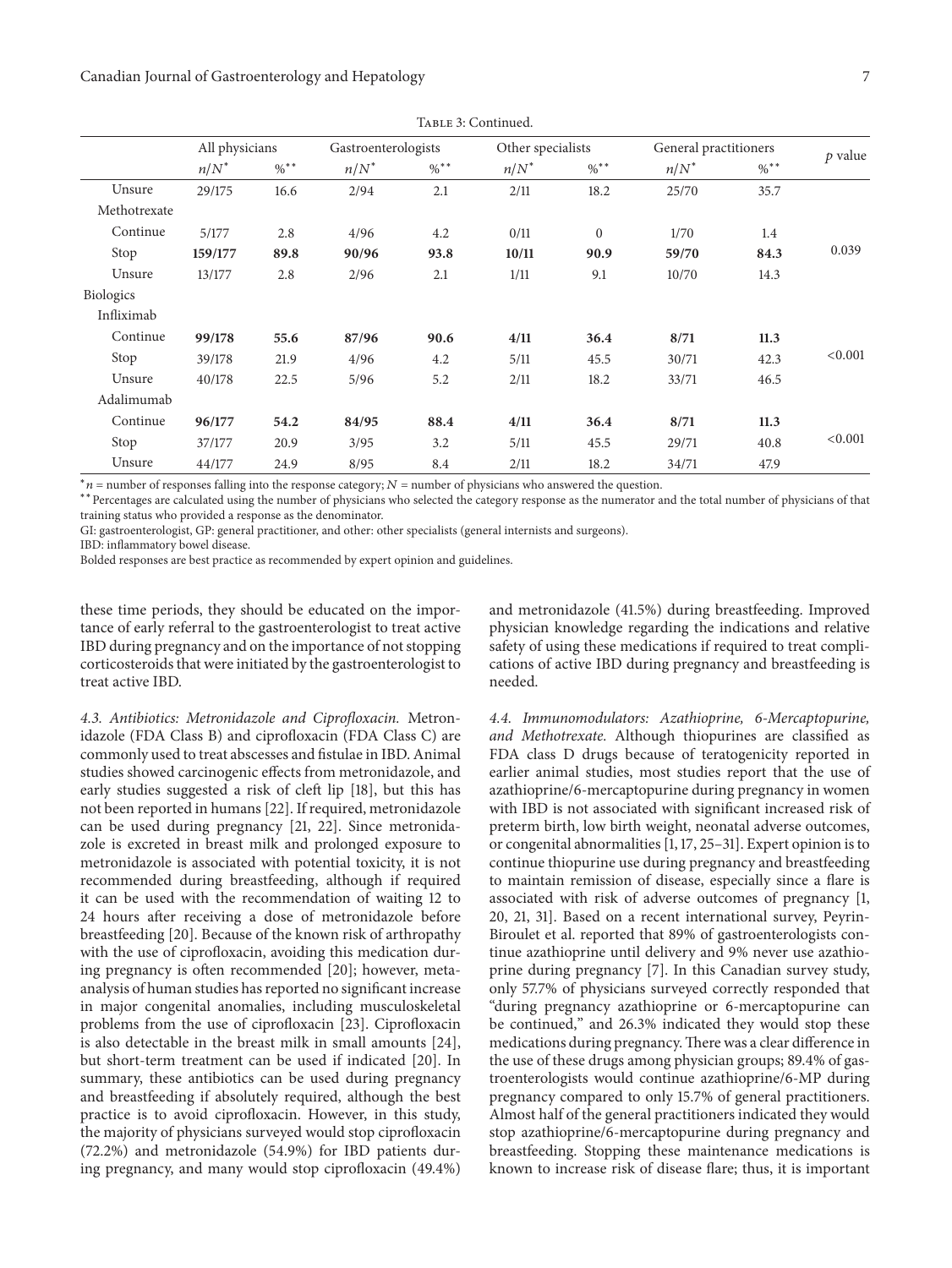Table 3: Continued.

| | All physicians | | Gastroenterologists | | Other specialists | | General practitioners | | $p$ value |
|---|---|---|---|---|---|---|---|---|---|
| | $n/N^*$ | $\%^{**}$ | $n/N^*$ | $\%^{**}$ | $n/N^*$ | $\%^{**}$ | $n/N^*$ | $\%^{**}$ | |
| Unsure | 29/175 | 16.6 | 2/94 | 2.1 | 2/11 | 18.2 | 25/70 | 35.7 | |
| Methotrexate | | | | | | | | | |
| Continue | 5/177 | 2.8 | 4/96 | 4.2 | 0/11 | 0 | 1/70 | 1.4 | |
| Stop | **159/177** | **89.8** | **90/96** | **93.8** | **10/11** | **90.9** | **59/70** | **84.3** | 0.039 |
| Unsure | 13/177 | 2.8 | 2/96 | 2.1 | 1/11 | 9.1 | 10/70 | 14.3 | |
| Biologics | | | | | | | | | |
| Infliximab | | | | | | | | | |
| Continue | **99/178** | **55.6** | **87/96** | **90.6** | **4/11** | **36.4** | **8/71** | **11.3** | |
| Stop | 39/178 | 21.9 | 4/96 | 4.2 | 5/11 | 45.5 | 30/71 | 42.3 | <0.001 |
| Unsure | 40/178 | 22.5 | 5/96 | 5.2 | 2/11 | 18.2 | 33/71 | 46.5 | |
| Adalimumab | | | | | | | | | |
| Continue | **96/177** | **54.2** | **84/95** | **88.4** | **4/11** | **36.4** | **8/71** | **11.3** | |
| Stop | 37/177 | 20.9 | 3/95 | 3.2 | 5/11 | 45.5 | 29/71 | 40.8 | <0.001 |
| Unsure | 44/177 | 24.9 | 8/95 | 8.4 | 2/11 | 18.2 | 34/71 | 47.9 | |

$^*n$ = number of responses falling into the response category; $N$ = number of physicians who answered the question.
$^{**}$Percentages are calculated using the number of physicians who selected the category response as the numerator and the total number of physicians of that training status who provided a response as the denominator.
GI: gastroenterologist, GP: general practitioner, and other: other specialists (general internists and surgeons).
IBD: inflammatory bowel disease.
Bolded responses are best practice as recommended by expert opinion and guidelines.

these time periods, they should be educated on the importance of early referral to the gastroenterologist to treat active IBD during pregnancy and on the importance of not stopping corticosteroids that were initiated by the gastroenterologist to treat active IBD.

*4.3. Antibiotics: Metronidazole and Ciprofloxacin.* Metronidazole (FDA Class B) and ciprofloxacin (FDA Class C) are commonly used to treat abscesses and fistulae in IBD. Animal studies showed carcinogenic effects from metronidazole, and early studies suggested a risk of cleft lip [18], but this has not been reported in humans [22]. If required, metronidazole can be used during pregnancy [21, 22]. Since metronidazole is excreted in breast milk and prolonged exposure to metronidazole is associated with potential toxicity, it is not recommended during breastfeeding, although if required it can be used with the recommendation of waiting 12 to 24 hours after receiving a dose of metronidazole before breastfeeding [20]. Because of the known risk of arthropathy with the use of ciprofloxacin, avoiding this medication during pregnancy is often recommended [20]; however, meta-analysis of human studies has reported no significant increase in major congenital anomalies, including musculoskeletal problems from the use of ciprofloxacin [23]. Ciprofloxacin is also detectable in the breast milk in small amounts [24], but short-term treatment can be used if indicated [20]. In summary, these antibiotics can be used during pregnancy and breastfeeding if absolutely required, although the best practice is to avoid ciprofloxacin. However, in this study, the majority of physicians surveyed would stop ciprofloxacin (72.2%) and metronidazole (54.9%) for IBD patients during pregnancy, and many would stop ciprofloxacin (49.4%) and metronidazole (41.5%) during breastfeeding. Improved physician knowledge regarding the indications and relative safety of using these medications if required to treat complications of active IBD during pregnancy and breastfeeding is needed.

*4.4. Immunomodulators: Azathioprine, 6-Mercaptopurine, and Methotrexate.* Although thiopurines are classified as FDA class D drugs because of teratogenicity reported in earlier animal studies, most studies report that the use of azathioprine/6-mercaptopurine during pregnancy in women with IBD is not associated with significant increased risk of preterm birth, low birth weight, neonatal adverse outcomes, or congenital abnormalities [1, 17, 25–31]. Expert opinion is to continue thiopurine use during pregnancy and breastfeeding to maintain remission of disease, especially since a flare is associated with risk of adverse outcomes of pregnancy [1, 20, 21, 31]. Based on a recent international survey, Peyrin-Biroulet et al. reported that 89% of gastroenterologists continue azathioprine until delivery and 9% never use azathioprine during pregnancy [7]. In this Canadian survey study, only 57.7% of physicians surveyed correctly responded that "during pregnancy azathioprine or 6-mercaptopurine can be continued," and 26.3% indicated they would stop these medications during pregnancy. There was a clear difference in the use of these drugs among physician groups; 89.4% of gastroenterologists would continue azathioprine/6-MP during pregnancy compared to only 15.7% of general practitioners. Almost half of the general practitioners indicated they would stop azathioprine/6-mercaptopurine during pregnancy and breastfeeding. Stopping these maintenance medications is known to increase risk of disease flare; thus, it is important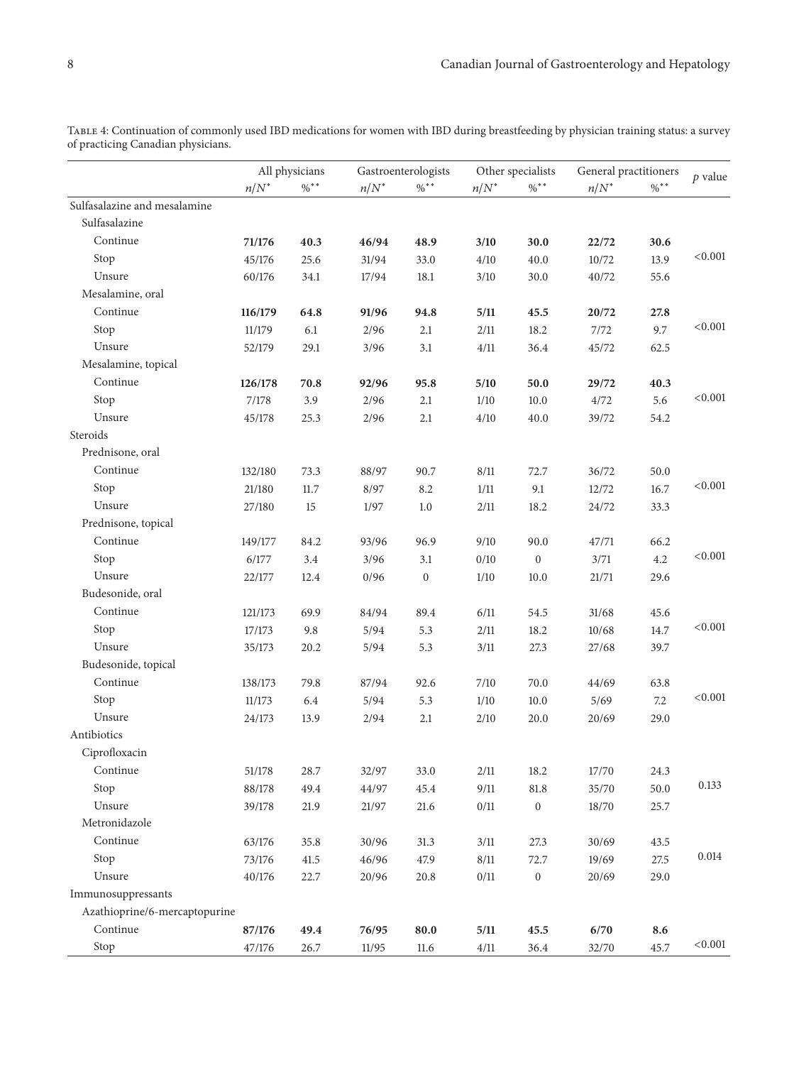Table 4: Continuation of commonly used IBD medications for women with IBD during breastfeeding by physician training status: a survey of practicing Canadian physicians.

| | All physicians | | Gastroenterologists | | Other specialists | | General practitioners | | $p$ value |
|---|---|---|---|---|---|---|---|---|---|
| | $n/N^*$ | $\%^{**}$ | $n/N^*$ | $\%^{**}$ | $n/N^*$ | $\%^{**}$ | $n/N^*$ | $\%^{**}$ | |
| Sulfasalazine and mesalamine | | | | | | | | | |
| Sulfasalazine | | | | | | | | | |
| Continue | **71/176** | **40.3** | **46/94** | **48.9** | **3/10** | **30.0** | **22/72** | **30.6** | <0.001 |
| Stop | 45/176 | 25.6 | 31/94 | 33.0 | 4/10 | 40.0 | 10/72 | 13.9 | |
| Unsure | 60/176 | 34.1 | 17/94 | 18.1 | 3/10 | 30.0 | 40/72 | 55.6 | |
| Mesalamine, oral | | | | | | | | | |
| Continue | **116/179** | **64.8** | **91/96** | **94.8** | **5/11** | **45.5** | **20/72** | **27.8** | <0.001 |
| Stop | 11/179 | 6.1 | 2/96 | 2.1 | 2/11 | 18.2 | 7/72 | 9.7 | |
| Unsure | 52/179 | 29.1 | 3/96 | 3.1 | 4/11 | 36.4 | 45/72 | 62.5 | |
| Mesalamine, topical | | | | | | | | | |
| Continue | **126/178** | **70.8** | **92/96** | **95.8** | **5/10** | **50.0** | **29/72** | **40.3** | <0.001 |
| Stop | 7/178 | 3.9 | 2/96 | 2.1 | 1/10 | 10.0 | 4/72 | 5.6 | |
| Unsure | 45/178 | 25.3 | 2/96 | 2.1 | 4/10 | 40.0 | 39/72 | 54.2 | |
| Steroids | | | | | | | | | |
| Prednisone, oral | | | | | | | | | |
| Continue | 132/180 | 73.3 | 88/97 | 90.7 | 8/11 | 72.7 | 36/72 | 50.0 | <0.001 |
| Stop | 21/180 | 11.7 | 8/97 | 8.2 | 1/11 | 9.1 | 12/72 | 16.7 | |
| Unsure | 27/180 | 15 | 1/97 | 1.0 | 2/11 | 18.2 | 24/72 | 33.3 | |
| Prednisone, topical | | | | | | | | | |
| Continue | 149/177 | 84.2 | 93/96 | 96.9 | 9/10 | 90.0 | 47/71 | 66.2 | <0.001 |
| Stop | 6/177 | 3.4 | 3/96 | 3.1 | 0/10 | 0 | 3/71 | 4.2 | |
| Unsure | 22/177 | 12.4 | 0/96 | 0 | 1/10 | 10.0 | 21/71 | 29.6 | |
| Budesonide, oral | | | | | | | | | |
| Continue | 121/173 | 69.9 | 84/94 | 89.4 | 6/11 | 54.5 | 31/68 | 45.6 | <0.001 |
| Stop | 17/173 | 9.8 | 5/94 | 5.3 | 2/11 | 18.2 | 10/68 | 14.7 | |
| Unsure | 35/173 | 20.2 | 5/94 | 5.3 | 3/11 | 27.3 | 27/68 | 39.7 | |
| Budesonide, topical | | | | | | | | | |
| Continue | 138/173 | 79.8 | 87/94 | 92.6 | 7/10 | 70.0 | 44/69 | 63.8 | <0.001 |
| Stop | 11/173 | 6.4 | 5/94 | 5.3 | 1/10 | 10.0 | 5/69 | 7.2 | |
| Unsure | 24/173 | 13.9 | 2/94 | 2.1 | 2/10 | 20.0 | 20/69 | 29.0 | |
| Antibiotics | | | | | | | | | |
| Ciprofloxacin | | | | | | | | | |
| Continue | 51/178 | 28.7 | 32/97 | 33.0 | 2/11 | 18.2 | 17/70 | 24.3 | 0.133 |
| Stop | 88/178 | 49.4 | 44/97 | 45.4 | 9/11 | 81.8 | 35/70 | 50.0 | |
| Unsure | 39/178 | 21.9 | 21/97 | 21.6 | 0/11 | 0 | 18/70 | 25.7 | |
| Metronidazole | | | | | | | | | |
| Continue | 63/176 | 35.8 | 30/96 | 31.3 | 3/11 | 27.3 | 30/69 | 43.5 | 0.014 |
| Stop | 73/176 | 41.5 | 46/96 | 47.9 | 8/11 | 72.7 | 19/69 | 27.5 | |
| Unsure | 40/176 | 22.7 | 20/96 | 20.8 | 0/11 | 0 | 20/69 | 29.0 | |
| Immunosuppressants | | | | | | | | | |
| Azathioprine/6-mercaptopurine | | | | | | | | | |
| Continue | **87/176** | **49.4** | **76/95** | **80.0** | **5/11** | **45.5** | **6/70** | **8.6** | <0.001 |
| Stop | 47/176 | 26.7 | 11/95 | 11.6 | 4/11 | 36.4 | 32/70 | 45.7 | |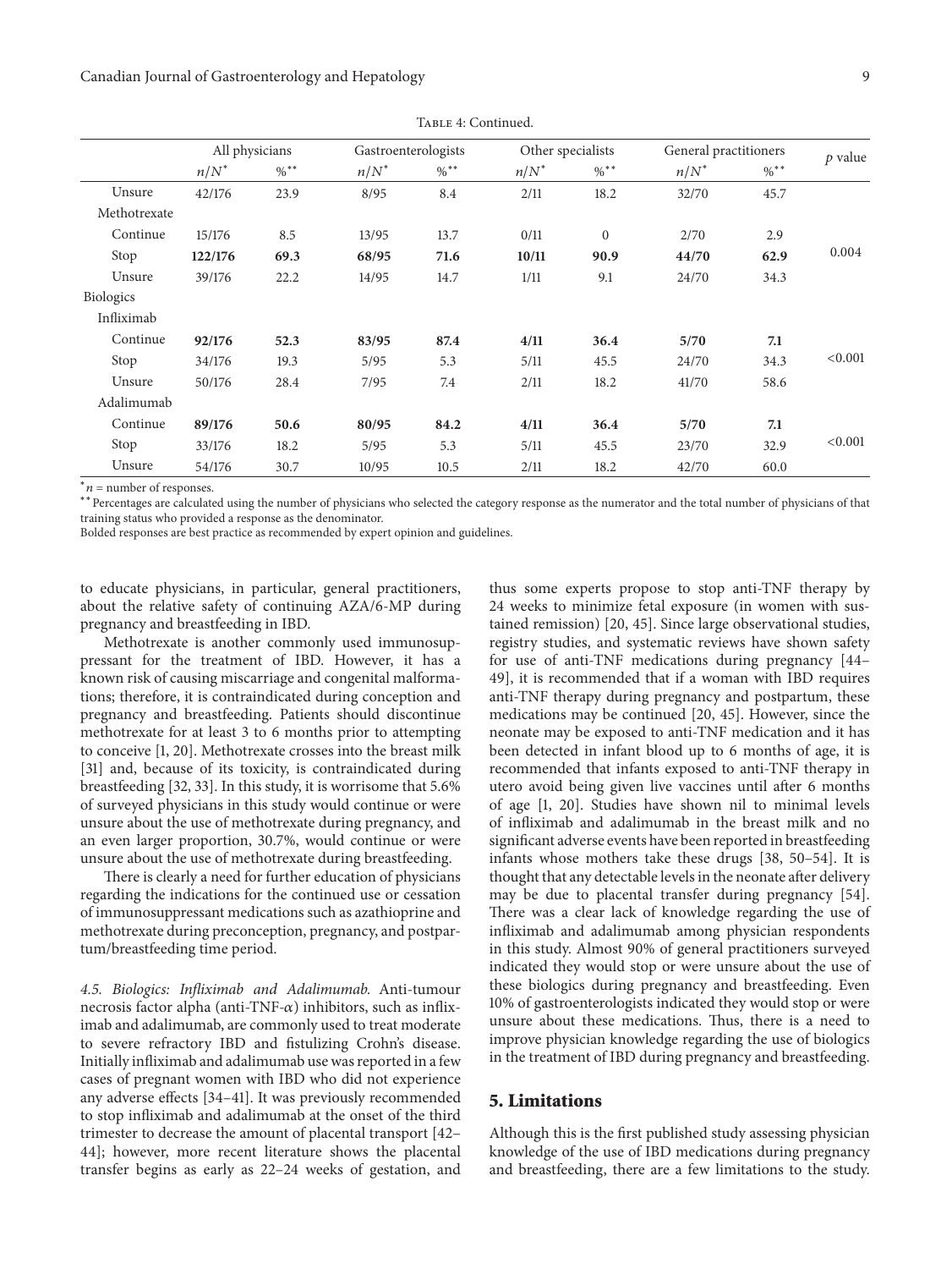Table 4: Continued.

| | All physicians | | Gastroenterologists | | Other specialists | | General practitioners | | $p$ value |
|---|---|---|---|---|---|---|---|---|---|
| | $n/N^*$ | %** | $n/N^*$ | %** | $n/N^*$ | %** | $n/N^*$ | %** | |
| Unsure | 42/176 | 23.9 | 8/95 | 8.4 | 2/11 | 18.2 | 32/70 | 45.7 | |
| Methotrexate | | | | | | | | | |
| Continue | 15/176 | 8.5 | 13/95 | 13.7 | 0/11 | 0 | 2/70 | 2.9 | |
| Stop | **122/176** | **69.3** | **68/95** | **71.6** | **10/11** | **90.9** | **44/70** | **62.9** | 0.004 |
| Unsure | 39/176 | 22.2 | 14/95 | 14.7 | 1/11 | 9.1 | 24/70 | 34.3 | |
| Biologics | | | | | | | | | |
| Infliximab | | | | | | | | | |
| Continue | **92/176** | **52.3** | **83/95** | **87.4** | **4/11** | **36.4** | **5/70** | **7.1** | |
| Stop | 34/176 | 19.3 | 5/95 | 5.3 | 5/11 | 45.5 | 24/70 | 34.3 | <0.001 |
| Unsure | 50/176 | 28.4 | 7/95 | 7.4 | 2/11 | 18.2 | 41/70 | 58.6 | |
| Adalimumab | | | | | | | | | |
| Continue | **89/176** | **50.6** | **80/95** | **84.2** | **4/11** | **36.4** | **5/70** | **7.1** | |
| Stop | 33/176 | 18.2 | 5/95 | 5.3 | 5/11 | 45.5 | 23/70 | 32.9 | <0.001 |
| Unsure | 54/176 | 30.7 | 10/95 | 10.5 | 2/11 | 18.2 | 42/70 | 60.0 | |

*$n$ = number of responses.

**Percentages are calculated using the number of physicians who selected the category response as the numerator and the total number of physicians of that training status who provided a response as the denominator.

Bolded responses are best practice as recommended by expert opinion and guidelines.

to educate physicians, in particular, general practitioners, about the relative safety of continuing AZA/6-MP during pregnancy and breastfeeding in IBD.

Methotrexate is another commonly used immunosuppressant for the treatment of IBD. However, it has a known risk of causing miscarriage and congenital malformations; therefore, it is contraindicated during conception and pregnancy and breastfeeding. Patients should discontinue methotrexate for at least 3 to 6 months prior to attempting to conceive [1, 20]. Methotrexate crosses into the breast milk [31] and, because of its toxicity, is contraindicated during breastfeeding [32, 33]. In this study, it is worrisome that 5.6% of surveyed physicians in this study would continue or were unsure about the use of methotrexate during pregnancy, and an even larger proportion, 30.7%, would continue or were unsure about the use of methotrexate during breastfeeding.

There is clearly a need for further education of physicians regarding the indications for the continued use or cessation of immunosuppressant medications such as azathioprine and methotrexate during preconception, pregnancy, and postpartum/breastfeeding time period.

*4.5. Biologics: Infliximab and Adalimumab.* Anti-tumour necrosis factor alpha (anti-TNF-$\alpha$) inhibitors, such as infliximab and adalimumab, are commonly used to treat moderate to severe refractory IBD and fistulizing Crohn's disease. Initially infliximab and adalimumab use was reported in a few cases of pregnant women with IBD who did not experience any adverse effects [34–41]. It was previously recommended to stop infliximab and adalimumab at the onset of the third trimester to decrease the amount of placental transport [42–44]; however, more recent literature shows the placental transfer begins as early as 22–24 weeks of gestation, and thus some experts propose to stop anti-TNF therapy by 24 weeks to minimize fetal exposure (in women with sustained remission) [20, 45]. Since large observational studies, registry studies, and systematic reviews have shown safety for use of anti-TNF medications during pregnancy [44–49], it is recommended that if a woman with IBD requires anti-TNF therapy during pregnancy and postpartum, these medications may be continued [20, 45]. However, since the neonate may be exposed to anti-TNF medication and it has been detected in infant blood up to 6 months of age, it is recommended that infants exposed to anti-TNF therapy in utero avoid being given live vaccines until after 6 months of age [1, 20]. Studies have shown nil to minimal levels of infliximab and adalimumab in the breast milk and no significant adverse events have been reported in breastfeeding infants whose mothers take these drugs [38, 50–54]. It is thought that any detectable levels in the neonate after delivery may be due to placental transfer during pregnancy [54]. There was a clear lack of knowledge regarding the use of infliximab and adalimumab among physician respondents in this study. Almost 90% of general practitioners surveyed indicated they would stop or were unsure about the use of these biologics during pregnancy and breastfeeding. Even 10% of gastroenterologists indicated they would stop or were unsure about these medications. Thus, there is a need to improve physician knowledge regarding the use of biologics in the treatment of IBD during pregnancy and breastfeeding.

## 5. Limitations

Although this is the first published study assessing physician knowledge of the use of IBD medications during pregnancy and breastfeeding, there are a few limitations to the study.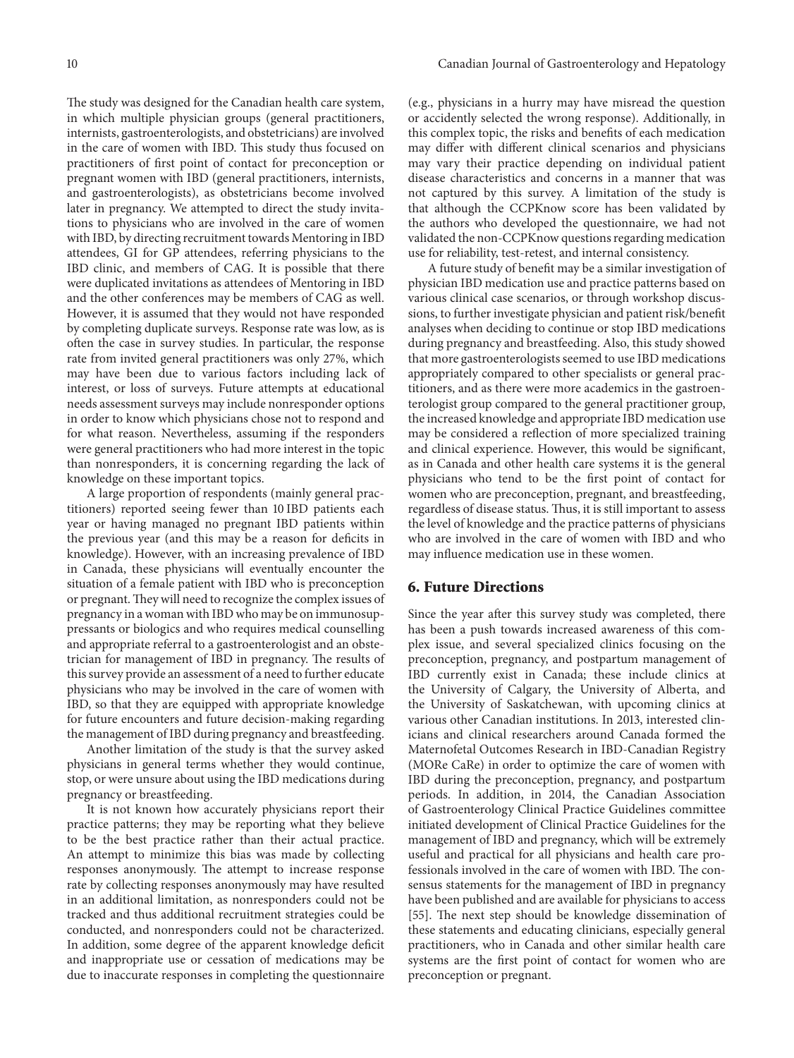The study was designed for the Canadian health care system, in which multiple physician groups (general practitioners, internists, gastroenterologists, and obstetricians) are involved in the care of women with IBD. This study thus focused on practitioners of first point of contact for preconception or pregnant women with IBD (general practitioners, internists, and gastroenterologists), as obstetricians become involved later in pregnancy. We attempted to direct the study invitations to physicians who are involved in the care of women with IBD, by directing recruitment towards Mentoring in IBD attendees, GI for GP attendees, referring physicians to the IBD clinic, and members of CAG. It is possible that there were duplicated invitations as attendees of Mentoring in IBD and the other conferences may be members of CAG as well. However, it is assumed that they would not have responded by completing duplicate surveys. Response rate was low, as is often the case in survey studies. In particular, the response rate from invited general practitioners was only 27%, which may have been due to various factors including lack of interest, or loss of surveys. Future attempts at educational needs assessment surveys may include nonresponder options in order to know which physicians chose not to respond and for what reason. Nevertheless, assuming if the responders were general practitioners who had more interest in the topic than nonresponders, it is concerning regarding the lack of knowledge on these important topics.

A large proportion of respondents (mainly general practitioners) reported seeing fewer than 10 IBD patients each year or having managed no pregnant IBD patients within the previous year (and this may be a reason for deficits in knowledge). However, with an increasing prevalence of IBD in Canada, these physicians will eventually encounter the situation of a female patient with IBD who is preconception or pregnant. They will need to recognize the complex issues of pregnancy in a woman with IBD who may be on immunosuppressants or biologics and who requires medical counselling and appropriate referral to a gastroenterologist and an obstetrician for management of IBD in pregnancy. The results of this survey provide an assessment of a need to further educate physicians who may be involved in the care of women with IBD, so that they are equipped with appropriate knowledge for future encounters and future decision-making regarding the management of IBD during pregnancy and breastfeeding.

Another limitation of the study is that the survey asked physicians in general terms whether they would continue, stop, or were unsure about using the IBD medications during pregnancy or breastfeeding.

It is not known how accurately physicians report their practice patterns; they may be reporting what they believe to be the best practice rather than their actual practice. An attempt to minimize this bias was made by collecting responses anonymously. The attempt to increase response rate by collecting responses anonymously may have resulted in an additional limitation, as nonresponders could not be tracked and thus additional recruitment strategies could be conducted, and nonresponders could not be characterized. In addition, some degree of the apparent knowledge deficit and inappropriate use or cessation of medications may be due to inaccurate responses in completing the questionnaire (e.g., physicians in a hurry may have misread the question or accidently selected the wrong response). Additionally, in this complex topic, the risks and benefits of each medication may differ with different clinical scenarios and physicians may vary their practice depending on individual patient disease characteristics and concerns in a manner that was not captured by this survey. A limitation of the study is that although the CCPKnow score has been validated by the authors who developed the questionnaire, we had not validated the non-CCPKnow questions regarding medication use for reliability, test-retest, and internal consistency.

A future study of benefit may be a similar investigation of physician IBD medication use and practice patterns based on various clinical case scenarios, or through workshop discussions, to further investigate physician and patient risk/benefit analyses when deciding to continue or stop IBD medications during pregnancy and breastfeeding. Also, this study showed that more gastroenterologists seemed to use IBD medications appropriately compared to other specialists or general practitioners, and as there were more academics in the gastroenterologist group compared to the general practitioner group, the increased knowledge and appropriate IBD medication use may be considered a reflection of more specialized training and clinical experience. However, this would be significant, as in Canada and other health care systems it is the general physicians who tend to be the first point of contact for women who are preconception, pregnant, and breastfeeding, regardless of disease status. Thus, it is still important to assess the level of knowledge and the practice patterns of physicians who are involved in the care of women with IBD and who may influence medication use in these women.

## 6. Future Directions

Since the year after this survey study was completed, there has been a push towards increased awareness of this complex issue, and several specialized clinics focusing on the preconception, pregnancy, and postpartum management of IBD currently exist in Canada; these include clinics at the University of Calgary, the University of Alberta, and the University of Saskatchewan, with upcoming clinics at various other Canadian institutions. In 2013, interested clinicians and clinical researchers around Canada formed the Maternofetal Outcomes Research in IBD-Canadian Registry (MORe CaRe) in order to optimize the care of women with IBD during the preconception, pregnancy, and postpartum periods. In addition, in 2014, the Canadian Association of Gastroenterology Clinical Practice Guidelines committee initiated development of Clinical Practice Guidelines for the management of IBD and pregnancy, which will be extremely useful and practical for all physicians and health care professionals involved in the care of women with IBD. The consensus statements for the management of IBD in pregnancy have been published and are available for physicians to access [55]. The next step should be knowledge dissemination of these statements and educating clinicians, especially general practitioners, who in Canada and other similar health care systems are the first point of contact for women who are preconception or pregnant.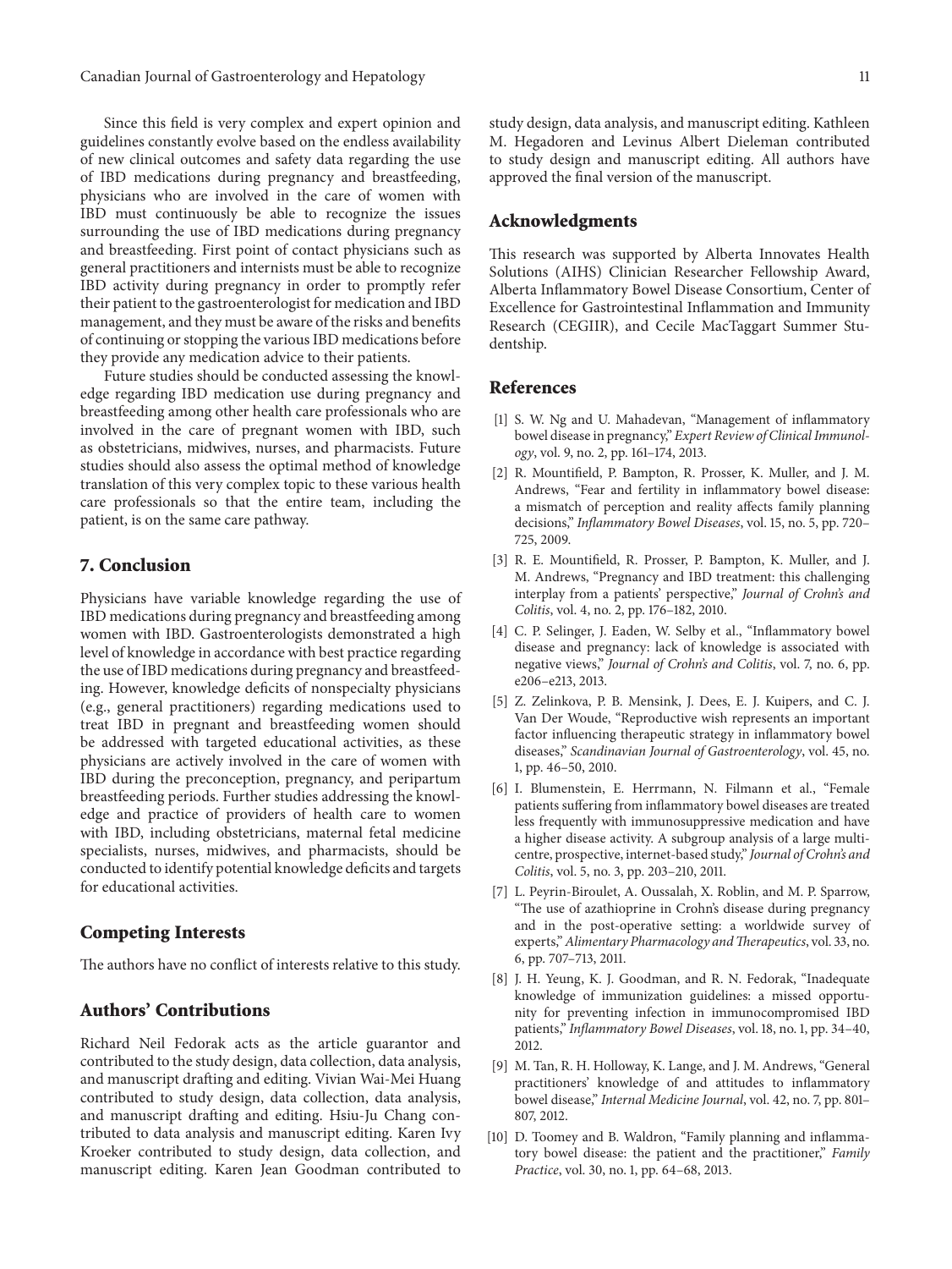Since this field is very complex and expert opinion and guidelines constantly evolve based on the endless availability of new clinical outcomes and safety data regarding the use of IBD medications during pregnancy and breastfeeding, physicians who are involved in the care of women with IBD must continuously be able to recognize the issues surrounding the use of IBD medications during pregnancy and breastfeeding. First point of contact physicians such as general practitioners and internists must be able to recognize IBD activity during pregnancy in order to promptly refer their patient to the gastroenterologist for medication and IBD management, and they must be aware of the risks and benefits of continuing or stopping the various IBD medications before they provide any medication advice to their patients.

Future studies should be conducted assessing the knowledge regarding IBD medication use during pregnancy and breastfeeding among other health care professionals who are involved in the care of pregnant women with IBD, such as obstetricians, midwives, nurses, and pharmacists. Future studies should also assess the optimal method of knowledge translation of this very complex topic to these various health care professionals so that the entire team, including the patient, is on the same care pathway.

## 7. Conclusion

Physicians have variable knowledge regarding the use of IBD medications during pregnancy and breastfeeding among women with IBD. Gastroenterologists demonstrated a high level of knowledge in accordance with best practice regarding the use of IBD medications during pregnancy and breastfeeding. However, knowledge deficits of nonspecialty physicians (e.g., general practitioners) regarding medications used to treat IBD in pregnant and breastfeeding women should be addressed with targeted educational activities, as these physicians are actively involved in the care of women with IBD during the preconception, pregnancy, and peripartum breastfeeding periods. Further studies addressing the knowledge and practice of providers of health care to women with IBD, including obstetricians, maternal fetal medicine specialists, nurses, midwives, and pharmacists, should be conducted to identify potential knowledge deficits and targets for educational activities.

## Competing Interests

The authors have no conflict of interests relative to this study.

## Authors' Contributions

Richard Neil Fedorak acts as the article guarantor and contributed to the study design, data collection, data analysis, and manuscript drafting and editing. Vivian Wai-Mei Huang contributed to study design, data collection, data analysis, and manuscript drafting and editing. Hsiu-Ju Chang contributed to data analysis and manuscript editing. Karen Ivy Kroeker contributed to study design, data collection, and manuscript editing. Karen Jean Goodman contributed to study design, data analysis, and manuscript editing. Kathleen M. Hegadoren and Levinus Albert Dieleman contributed to study design and manuscript editing. All authors have approved the final version of the manuscript.

## Acknowledgments

This research was supported by Alberta Innovates Health Solutions (AIHS) Clinician Researcher Fellowship Award, Alberta Inflammatory Bowel Disease Consortium, Center of Excellence for Gastrointestinal Inflammation and Immunity Research (CEGIIR), and Cecile MacTaggart Summer Studentship.

## References

[1] S. W. Ng and U. Mahadevan, "Management of inflammatory bowel disease in pregnancy," *Expert Review of Clinical Immunology*, vol. 9, no. 2, pp. 161–174, 2013.

[2] R. Mountifield, P. Bampton, R. Prosser, K. Muller, and J. M. Andrews, "Fear and fertility in inflammatory bowel disease: a mismatch of perception and reality affects family planning decisions," *Inflammatory Bowel Diseases*, vol. 15, no. 5, pp. 720–725, 2009.

[3] R. E. Mountifield, R. Prosser, P. Bampton, K. Muller, and J. M. Andrews, "Pregnancy and IBD treatment: this challenging interplay from a patients' perspective," *Journal of Crohn's and Colitis*, vol. 4, no. 2, pp. 176–182, 2010.

[4] C. P. Selinger, J. Eaden, W. Selby et al., "Inflammatory bowel disease and pregnancy: lack of knowledge is associated with negative views," *Journal of Crohn's and Colitis*, vol. 7, no. 6, pp. e206–e213, 2013.

[5] Z. Zelinkova, P. B. Mensink, J. Dees, E. J. Kuipers, and C. J. Van Der Woude, "Reproductive wish represents an important factor influencing therapeutic strategy in inflammatory bowel diseases," *Scandinavian Journal of Gastroenterology*, vol. 45, no. 1, pp. 46–50, 2010.

[6] I. Blumenstein, E. Herrmann, N. Filmann et al., "Female patients suffering from inflammatory bowel diseases are treated less frequently with immunosuppressive medication and have a higher disease activity. A subgroup analysis of a large multi-centre, prospective, internet-based study," *Journal of Crohn's and Colitis*, vol. 5, no. 3, pp. 203–210, 2011.

[7] L. Peyrin-Biroulet, A. Oussalah, X. Roblin, and M. P. Sparrow, "The use of azathioprine in Crohn's disease during pregnancy and in the post-operative setting: a worldwide survey of experts," *Alimentary Pharmacology and Therapeutics*, vol. 33, no. 6, pp. 707–713, 2011.

[8] J. H. Yeung, K. J. Goodman, and R. N. Fedorak, "Inadequate knowledge of immunization guidelines: a missed opportunity for preventing infection in immunocompromised IBD patients," *Inflammatory Bowel Diseases*, vol. 18, no. 1, pp. 34–40, 2012.

[9] M. Tan, R. H. Holloway, K. Lange, and J. M. Andrews, "General practitioners' knowledge of and attitudes to inflammatory bowel disease," *Internal Medicine Journal*, vol. 42, no. 7, pp. 801–807, 2012.

[10] D. Toomey and B. Waldron, "Family planning and inflammatory bowel disease: the patient and the practitioner," *Family Practice*, vol. 30, no. 1, pp. 64–68, 2013.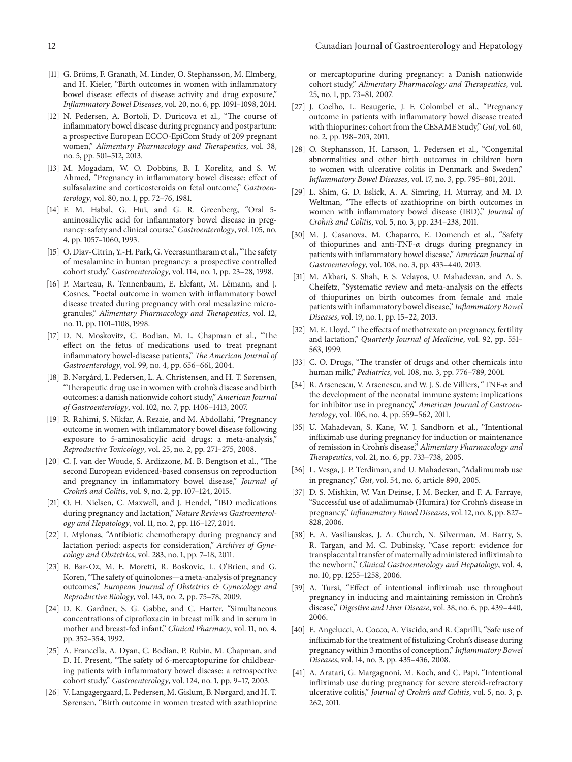[11] G. Bröms, F. Granath, M. Linder, O. Stephansson, M. Elmberg, and H. Kieler, "Birth outcomes in women with inflammatory bowel disease: effects of disease activity and drug exposure," *Inflammatory Bowel Diseases*, vol. 20, no. 6, pp. 1091–1098, 2014.

[12] N. Pedersen, A. Bortoli, D. Duricova et al., "The course of inflammatory bowel disease during pregnancy and postpartum: a prospective European ECCO-EpiCom Study of 209 pregnant women," *Alimentary Pharmacology and Therapeutics*, vol. 38, no. 5, pp. 501–512, 2013.

[13] M. Mogadam, W. O. Dobbins, B. I. Korelitz, and S. W. Ahmed, "Pregnancy in inflammatory bowel disease: effect of sulfasalazine and corticosteroids on fetal outcome," *Gastroenterology*, vol. 80, no. 1, pp. 72–76, 1981.

[14] F. M. Habal, G. Hui, and G. R. Greenberg, "Oral 5-aminosalicylic acid for inflammatory bowel disease in pregnancy: safety and clinical course," *Gastroenterology*, vol. 105, no. 4, pp. 1057–1060, 1993.

[15] O. Diav-Citrin, Y.-H. Park, G. Veerasuntharam et al., "The safety of mesalamine in human pregnancy: a prospective controlled cohort study," *Gastroenterology*, vol. 114, no. 1, pp. 23–28, 1998.

[16] P. Marteau, R. Tennenbaum, E. Elefant, M. Lémann, and J. Cosnes, "Foetal outcome in women with inflammatory bowel disease treated during pregnancy with oral mesalazine microgranules," *Alimentary Pharmacology and Therapeutics*, vol. 12, no. 11, pp. 1101–1108, 1998.

[17] D. N. Moskovitz, C. Bodian, M. L. Chapman et al., "The effect on the fetus of medications used to treat pregnant inflammatory bowel-disease patients," *The American Journal of Gastroenterology*, vol. 99, no. 4, pp. 656–661, 2004.

[18] B. Nørgård, L. Pedersen, L. A. Christensen, and H. T. Sørensen, "Therapeutic drug use in women with crohn's disease and birth outcomes: a danish nationwide cohort study," *American Journal of Gastroenterology*, vol. 102, no. 7, pp. 1406–1413, 2007.

[19] R. Rahimi, S. Nikfar, A. Rezaie, and M. Abdollahi, "Pregnancy outcome in women with inflammatory bowel disease following exposure to 5-aminosalicylic acid drugs: a meta-analysis," *Reproductive Toxicology*, vol. 25, no. 2, pp. 271–275, 2008.

[20] C. J. van der Woude, S. Ardizzone, M. B. Bengtson et al., "The second European evidenced-based consensus on reproduction and pregnancy in inflammatory bowel disease," *Journal of Crohn's and Colitis*, vol. 9, no. 2, pp. 107–124, 2015.

[21] O. H. Nielsen, C. Maxwell, and J. Hendel, "IBD medications during pregnancy and lactation," *Nature Reviews Gastroenterology and Hepatology*, vol. 11, no. 2, pp. 116–127, 2014.

[22] I. Mylonas, "Antibiotic chemotherapy during pregnancy and lactation period: aspects for consideration," *Archives of Gynecology and Obstetrics*, vol. 283, no. 1, pp. 7–18, 2011.

[23] B. Bar-Oz, M. E. Moretti, R. Boskovic, L. O'Brien, and G. Koren, "The safety of quinolones—a meta-analysis of pregnancy outcomes," *European Journal of Obstetrics & Gynecology and Reproductive Biology*, vol. 143, no. 2, pp. 75–78, 2009.

[24] D. K. Gardner, S. G. Gabbe, and C. Harter, "Simultaneous concentrations of ciprofloxacin in breast milk and in serum in mother and breast-fed infant," *Clinical Pharmacy*, vol. 11, no. 4, pp. 352–354, 1992.

[25] A. Francella, A. Dyan, C. Bodian, P. Rubin, M. Chapman, and D. H. Present, "The safety of 6-mercaptopurine for childbearing patients with inflammatory bowel disease: a retrospective cohort study," *Gastroenterology*, vol. 124, no. 1, pp. 9–17, 2003.

[26] V. Langagergaard, L. Pedersen, M. Gislum, B. Nørgard, and H. T. Sørensen, "Birth outcome in women treated with azathioprine or mercaptopurine during pregnancy: a Danish nationwide cohort study," *Alimentary Pharmacology and Therapeutics*, vol. 25, no. 1, pp. 73–81, 2007.

[27] J. Coelho, L. Beaugerie, J. F. Colombel et al., "Pregnancy outcome in patients with inflammatory bowel disease treated with thiopurines: cohort from the CESAME Study," *Gut*, vol. 60, no. 2, pp. 198–203, 2011.

[28] O. Stephansson, H. Larsson, L. Pedersen et al., "Congenital abnormalities and other birth outcomes in children born to women with ulcerative colitis in Denmark and Sweden," *Inflammatory Bowel Diseases*, vol. 17, no. 3, pp. 795–801, 2011.

[29] L. Shim, G. D. Eslick, A. A. Simring, H. Murray, and M. D. Weltman, "The effects of azathioprine on birth outcomes in women with inflammatory bowel disease (IBD)," *Journal of Crohn's and Colitis*, vol. 5, no. 3, pp. 234–238, 2011.

[30] M. J. Casanova, M. Chaparro, E. Domench et al., "Safety of thiopurines and anti-TNF-$\alpha$ drugs during pregnancy in patients with inflammatory bowel disease," *American Journal of Gastroenterology*, vol. 108, no. 3, pp. 433–440, 2013.

[31] M. Akbari, S. Shah, F. S. Velayos, U. Mahadevan, and A. S. Cheifetz, "Systematic review and meta-analysis on the effects of thiopurines on birth outcomes from female and male patients with inflammatory bowel disease," *Inflammatory Bowel Diseases*, vol. 19, no. 1, pp. 15–22, 2013.

[32] M. E. Lloyd, "The effects of methotrexate on pregnancy, fertility and lactation," *Quarterly Journal of Medicine*, vol. 92, pp. 551–563, 1999.

[33] C. O. Drugs, "The transfer of drugs and other chemicals into human milk," *Pediatrics*, vol. 108, no. 3, pp. 776–789, 2001.

[34] R. Arsenescu, V. Arsenescu, and W. J. S. de Villiers, "TNF-$\alpha$ and the development of the neonatal immune system: implications for inhibitor use in pregnancy," *American Journal of Gastroenterology*, vol. 106, no. 4, pp. 559–562, 2011.

[35] U. Mahadevan, S. Kane, W. J. Sandborn et al., "Intentional infliximab use during pregnancy for induction or maintenance of remission in Crohn's disease," *Alimentary Pharmacology and Therapeutics*, vol. 21, no. 6, pp. 733–738, 2005.

[36] L. Vesga, J. P. Terdiman, and U. Mahadevan, "Adalimumab use in pregnancy," *Gut*, vol. 54, no. 6, article 890, 2005.

[37] D. S. Mishkin, W. Van Deinse, J. M. Becker, and F. A. Farraye, "Successful use of adalimumab (Humira) for Crohn's disease in pregnancy," *Inflammatory Bowel Diseases*, vol. 12, no. 8, pp. 827–828, 2006.

[38] E. A. Vasiliauskas, J. A. Church, N. Silverman, M. Barry, S. R. Targan, and M. C. Dubinsky, "Case report: evidence for transplacental transfer of maternally administered infliximab to the newborn," *Clinical Gastroenterology and Hepatology*, vol. 4, no. 10, pp. 1255–1258, 2006.

[39] A. Tursi, "Effect of intentional infliximab use throughout pregnancy in inducing and maintaining remission in Crohn's disease," *Digestive and Liver Disease*, vol. 38, no. 6, pp. 439–440, 2006.

[40] E. Angelucci, A. Cocco, A. Viscido, and R. Caprilli, "Safe use of infliximab for the treatment of fistulizing Crohn's disease during pregnancy within 3 months of conception," *Inflammatory Bowel Diseases*, vol. 14, no. 3, pp. 435–436, 2008.

[41] A. Aratari, G. Margagnoni, M. Koch, and C. Papi, "Intentional infliximab use during pregnancy for severe steroid-refractory ulcerative colitis," *Journal of Crohn's and Colitis*, vol. 5, no. 3, p. 262, 2011.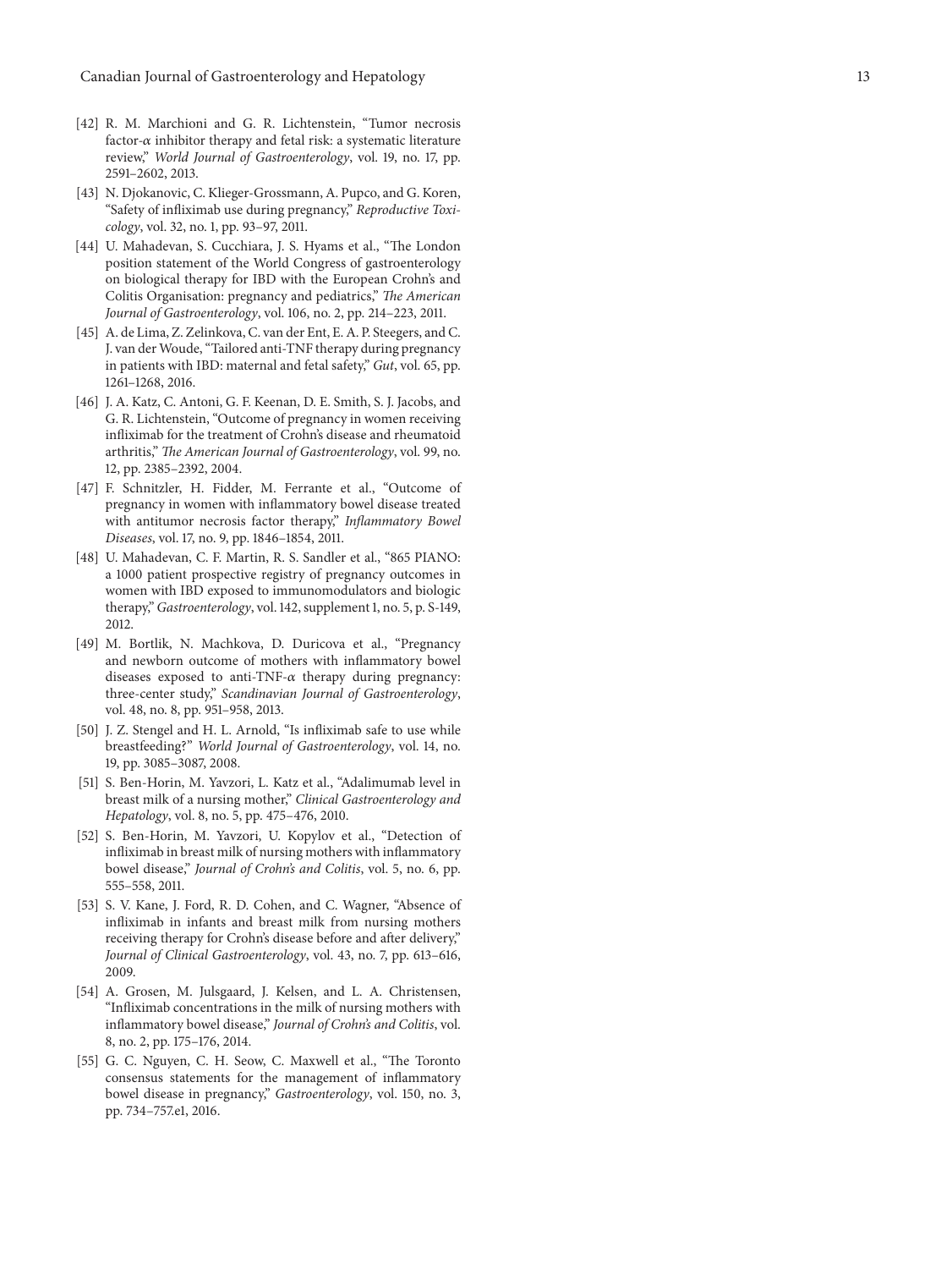[42] R. M. Marchioni and G. R. Lichtenstein, "Tumor necrosis factor-$\alpha$ inhibitor therapy and fetal risk: a systematic literature review," *World Journal of Gastroenterology*, vol. 19, no. 17, pp. 2591–2602, 2013.

[43] N. Djokanovic, C. Klieger-Grossmann, A. Pupco, and G. Koren, "Safety of infliximab use during pregnancy," *Reproductive Toxicology*, vol. 32, no. 1, pp. 93–97, 2011.

[44] U. Mahadevan, S. Cucchiara, J. S. Hyams et al., "The London position statement of the World Congress of gastroenterology on biological therapy for IBD with the European Crohn's and Colitis Organisation: pregnancy and pediatrics," *The American Journal of Gastroenterology*, vol. 106, no. 2, pp. 214–223, 2011.

[45] A. de Lima, Z. Zelinkova, C. van der Ent, E. A. P. Steegers, and C. J. van der Woude, "Tailored anti-TNF therapy during pregnancy in patients with IBD: maternal and fetal safety," *Gut*, vol. 65, pp. 1261–1268, 2016.

[46] J. A. Katz, C. Antoni, G. F. Keenan, D. E. Smith, S. J. Jacobs, and G. R. Lichtenstein, "Outcome of pregnancy in women receiving infliximab for the treatment of Crohn's disease and rheumatoid arthritis," *The American Journal of Gastroenterology*, vol. 99, no. 12, pp. 2385–2392, 2004.

[47] F. Schnitzler, H. Fidder, M. Ferrante et al., "Outcome of pregnancy in women with inflammatory bowel disease treated with antitumor necrosis factor therapy," *Inflammatory Bowel Diseases*, vol. 17, no. 9, pp. 1846–1854, 2011.

[48] U. Mahadevan, C. F. Martin, R. S. Sandler et al., "865 PIANO: a 1000 patient prospective registry of pregnancy outcomes in women with IBD exposed to immunomodulators and biologic therapy," *Gastroenterology*, vol. 142, supplement 1, no. 5, p. S-149, 2012.

[49] M. Bortlik, N. Machkova, D. Duricova et al., "Pregnancy and newborn outcome of mothers with inflammatory bowel diseases exposed to anti-TNF-$\alpha$ therapy during pregnancy: three-center study," *Scandinavian Journal of Gastroenterology*, vol. 48, no. 8, pp. 951–958, 2013.

[50] J. Z. Stengel and H. L. Arnold, "Is infliximab safe to use while breastfeeding?" *World Journal of Gastroenterology*, vol. 14, no. 19, pp. 3085–3087, 2008.

[51] S. Ben-Horin, M. Yavzori, L. Katz et al., "Adalimumab level in breast milk of a nursing mother," *Clinical Gastroenterology and Hepatology*, vol. 8, no. 5, pp. 475–476, 2010.

[52] S. Ben-Horin, M. Yavzori, U. Kopylov et al., "Detection of infliximab in breast milk of nursing mothers with inflammatory bowel disease," *Journal of Crohn's and Colitis*, vol. 5, no. 6, pp. 555–558, 2011.

[53] S. V. Kane, J. Ford, R. D. Cohen, and C. Wagner, "Absence of infliximab in infants and breast milk from nursing mothers receiving therapy for Crohn's disease before and after delivery," *Journal of Clinical Gastroenterology*, vol. 43, no. 7, pp. 613–616, 2009.

[54] A. Grosen, M. Julsgaard, J. Kelsen, and L. A. Christensen, "Infliximab concentrations in the milk of nursing mothers with inflammatory bowel disease," *Journal of Crohn's and Colitis*, vol. 8, no. 2, pp. 175–176, 2014.

[55] G. C. Nguyen, C. H. Seow, C. Maxwell et al., "The Toronto consensus statements for the management of inflammatory bowel disease in pregnancy," *Gastroenterology*, vol. 150, no. 3, pp. 734–757.e1, 2016.